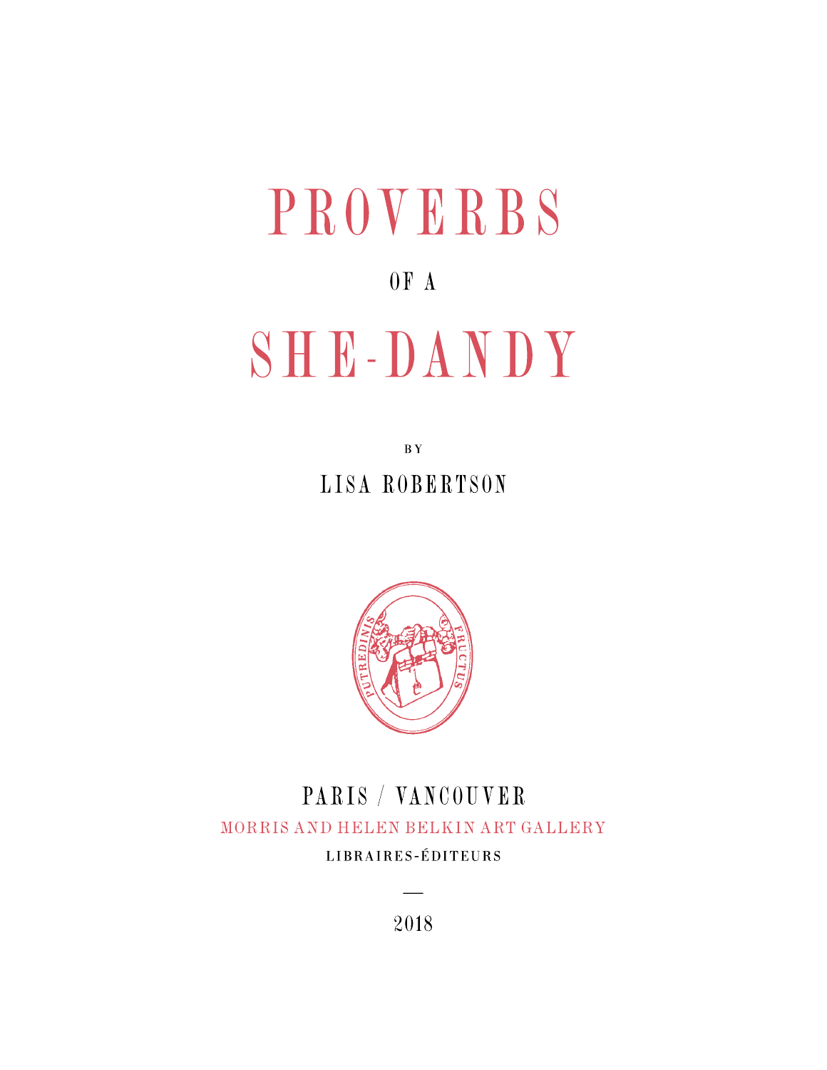# PROVERBS

OF A

# SHE-DANDY

BY

LISA ROBERTSON

PUTREDINIS FRUCTUS

PARIS / VANCOUVER

MORRIS AND HELEN BELKIN ART GALLERY

LIBRAIRES-ÉDITEURS

—

2018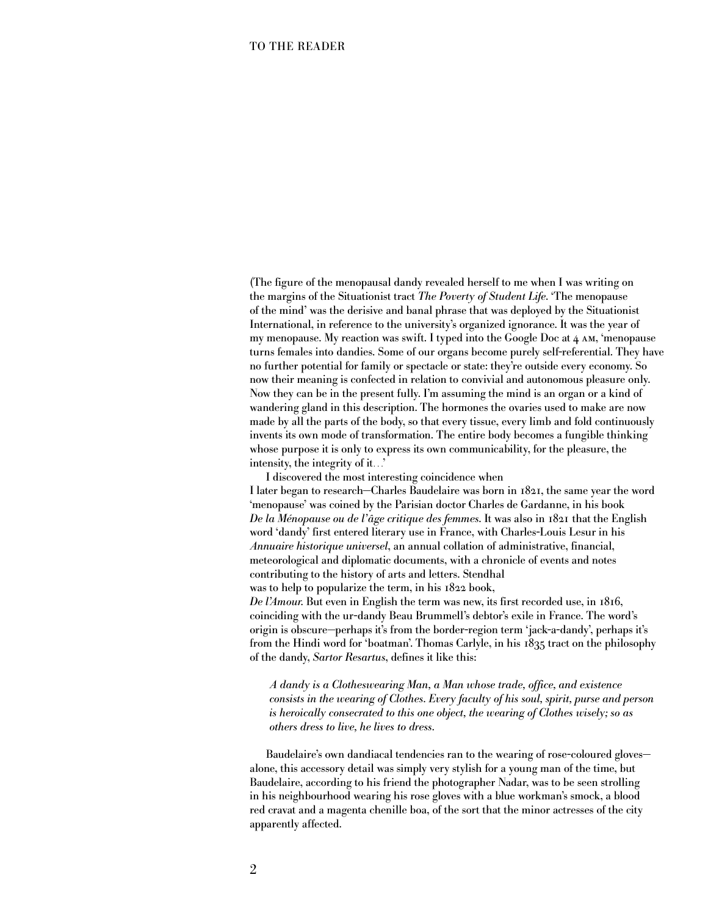(The figure of the menopausal dandy revealed herself to me when I was writing on the margins of the Situationist tract *The Poverty of Student Life*. 'The menopause of the mind' was the derisive and banal phrase that was deployed by the Situationist International, in reference to the university's organized ignorance. It was the year of my menopause. My reaction was swift. I typed into the Google Doc at 4 AM, 'menopause turns females into dandies. Some of our organs become purely self-referential. They have no further potential for family or spectacle or state: they're outside every economy. So now their meaning is confected in relation to convivial and autonomous pleasure only. Now they can be in the present fully. I'm assuming the mind is an organ or a kind of wandering gland in this description. The hormones the ovaries used to make are now made by all the parts of the body, so that every tissue, every limb and fold continuously invents its own mode of transformation. The entire body becomes a fungible thinking whose purpose it is only to express its own communicability, for the pleasure, the intensity, the integrity of it…'

I discovered the most interesting coincidence when I later began to research—Charles Baudelaire was born in 1821, the same year the word 'menopause' was coined by the Parisian doctor Charles de Gardanne, in his book *De la Ménopause ou de l'âge critique des femmes*. It was also in 1821 that the English word 'dandy' first entered literary use in France, with Charles-Louis Lesur in his *Annuaire historique universel*, an annual collation of administrative, financial, meteorological and diplomatic documents, with a chronicle of events and notes contributing to the history of arts and letters. Stendhal was to help to popularize the term, in his 1822 book, *De l'Amour*. But even in English the term was new, its first recorded use, in 1816, coinciding with the ur-dandy Beau Brummell's debtor's exile in France. The word's origin is obscure—perhaps it's from the border-region term 'jack-a-dandy', perhaps it's from the Hindi word for 'boatman'. Thomas Carlyle, in his 1835 tract on the philosophy of the dandy, *Sartor Resartus*, defines it like this:

> *A dandy is a Clotheswearing Man, a Man whose trade, office, and existence consists in the wearing of Clothes. Every faculty of his soul, spirit, purse and person is heroically consecrated to this one object, the wearing of Clothes wisely; so as others dress to live, he lives to dress.*

Baudelaire's own dandiacal tendencies ran to the wearing of rose-coloured gloves—alone, this accessory detail was simply very stylish for a young man of the time, but Baudelaire, according to his friend the photographer Nadar, was to be seen strolling in his neighbourhood wearing his rose gloves with a blue workman's smock, a blood red cravat and a magenta chenille boa, of the sort that the minor actresses of the city apparently affected.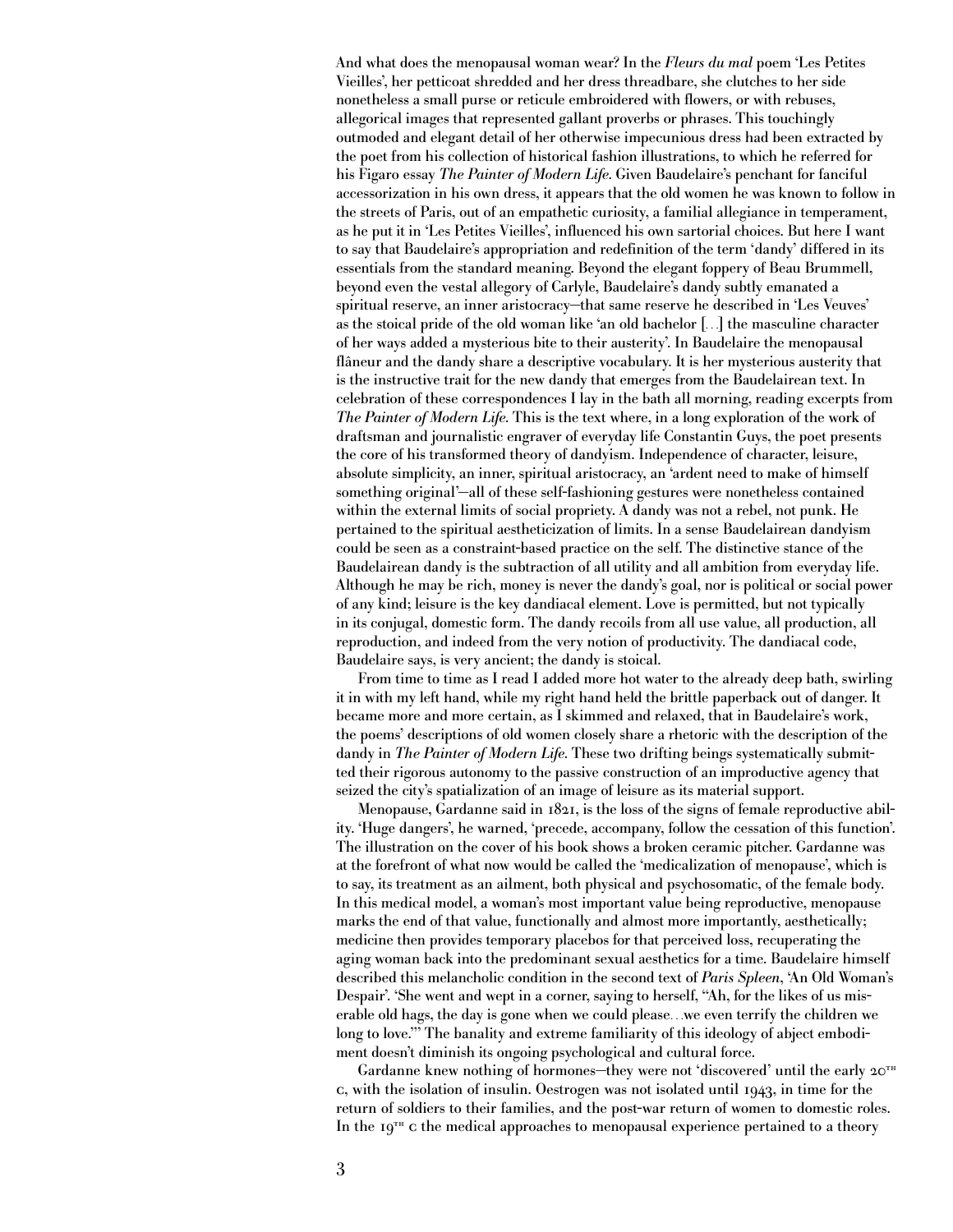And what does the menopausal woman wear? In the *Fleurs du mal* poem 'Les Petites Vieilles', her petticoat shredded and her dress threadbare, she clutches to her side nonetheless a small purse or reticule embroidered with flowers, or with rebuses, allegorical images that represented gallant proverbs or phrases. This touchingly outmoded and elegant detail of her otherwise impecunious dress had been extracted by the poet from his collection of historical fashion illustrations, to which he referred for his Figaro essay *The Painter of Modern Life*. Given Baudelaire's penchant for fanciful accessorization in his own dress, it appears that the old women he was known to follow in the streets of Paris, out of an empathetic curiosity, a familial allegiance in temperament, as he put it in 'Les Petites Vieilles', influenced his own sartorial choices. But here I want to say that Baudelaire's appropriation and redefinition of the term 'dandy' differed in its essentials from the standard meaning. Beyond the elegant foppery of Beau Brummell, beyond even the vestal allegory of Carlyle, Baudelaire's dandy subtly emanated a spiritual reserve, an inner aristocracy—that same reserve he described in 'Les Veuves' as the stoical pride of the old woman like 'an old bachelor [...] the masculine character of her ways added a mysterious bite to their austerity'. In Baudelaire the menopausal flâneur and the dandy share a descriptive vocabulary. It is her mysterious austerity that is the instructive trait for the new dandy that emerges from the Baudelairean text. In celebration of these correspondences I lay in the bath all morning, reading excerpts from *The Painter of Modern Life*. This is the text where, in a long exploration of the work of draftsman and journalistic engraver of everyday life Constantin Guys, the poet presents the core of his transformed theory of dandyism. Independence of character, leisure, absolute simplicity, an inner, spiritual aristocracy, an 'ardent need to make of himself something original'—all of these self-fashioning gestures were nonetheless contained within the external limits of social propriety. A dandy was not a rebel, not punk. He pertained to the spiritual aestheticization of limits. In a sense Baudelairean dandyism could be seen as a constraint-based practice on the self. The distinctive stance of the Baudelairean dandy is the subtraction of all utility and all ambition from everyday life. Although he may be rich, money is never the dandy's goal, nor is political or social power of any kind; leisure is the key dandiacal element. Love is permitted, but not typically in its conjugal, domestic form. The dandy recoils from all use value, all production, all reproduction, and indeed from the very notion of productivity. The dandiacal code, Baudelaire says, is very ancient; the dandy is stoical.

From time to time as I read I added more hot water to the already deep bath, swirling it in with my left hand, while my right hand held the brittle paperback out of danger. It became more and more certain, as I skimmed and relaxed, that in Baudelaire's work, the poems' descriptions of old women closely share a rhetoric with the description of the dandy in *The Painter of Modern Life*. These two drifting beings systematically submitted their rigorous autonomy to the passive construction of an improductive agency that seized the city's spatialization of an image of leisure as its material support.

Menopause, Gardanne said in 1821, is the loss of the signs of female reproductive ability. 'Huge dangers', he warned, 'precede, accompany, follow the cessation of this function'. The illustration on the cover of his book shows a broken ceramic pitcher. Gardanne was at the forefront of what now would be called the 'medicalization of menopause', which is to say, its treatment as an ailment, both physical and psychosomatic, of the female body. In this medical model, a woman's most important value being reproductive, menopause marks the end of that value, functionally and almost more importantly, aesthetically; medicine then provides temporary placebos for that perceived loss, recuperating the aging woman back into the predominant sexual aesthetics for a time. Baudelaire himself described this melancholic condition in the second text of *Paris Spleen*, 'An Old Woman's Despair'. 'She went and wept in a corner, saying to herself, "Ah, for the likes of us miserable old hags, the day is gone when we could please...we even terrify the children we long to love."' The banality and extreme familiarity of this ideology of abject embodiment doesn't diminish its ongoing psychological and cultural force.

Gardanne knew nothing of hormones—they were not 'discovered' until the early 20TH C, with the isolation of insulin. Oestrogen was not isolated until 1943, in time for the return of soldiers to their families, and the post-war return of women to domestic roles. In the 19TH C the medical approaches to menopausal experience pertained to a theory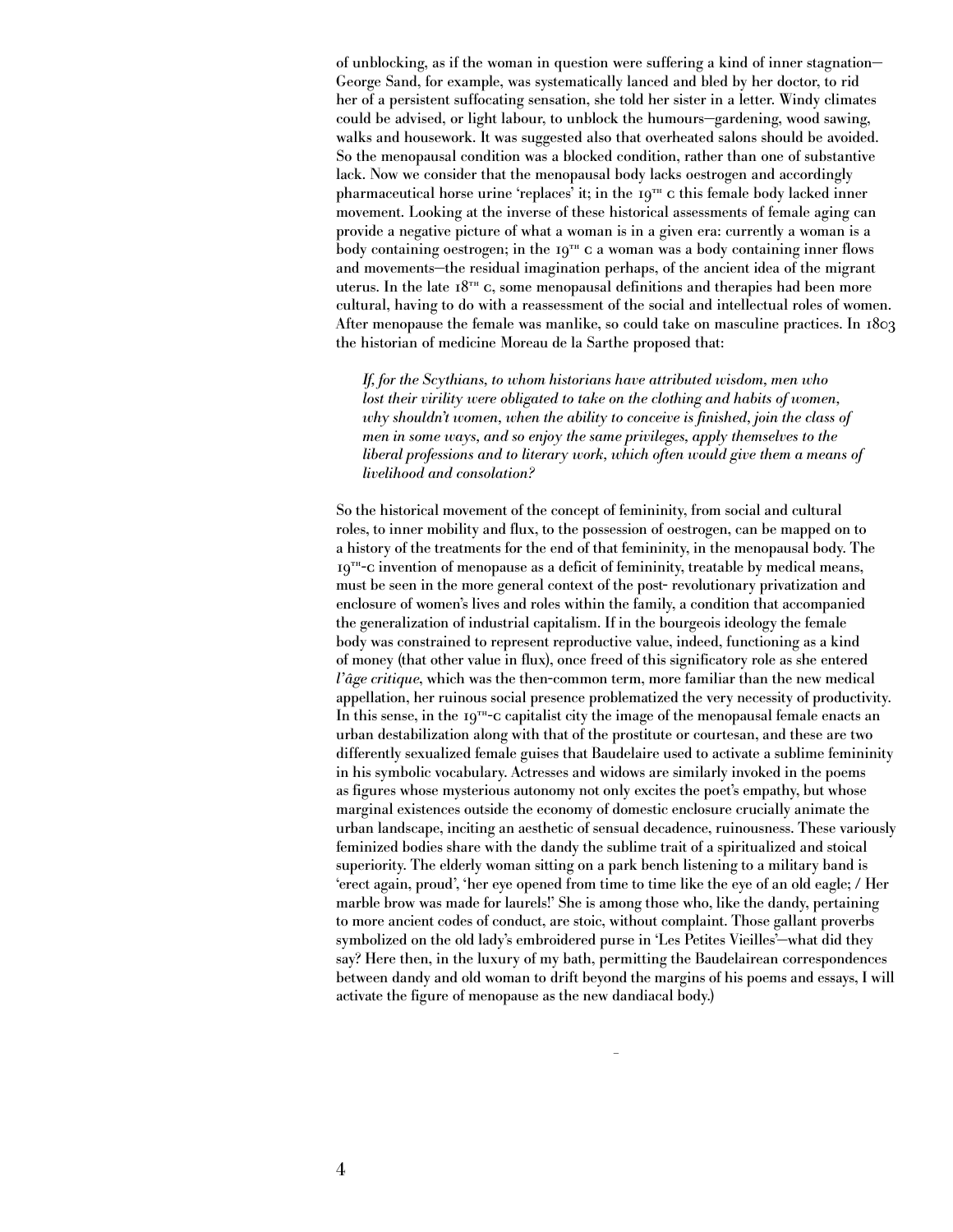of unblocking, as if the woman in question were suffering a kind of inner stagnation—George Sand, for example, was systematically lanced and bled by her doctor, to rid her of a persistent suffocating sensation, she told her sister in a letter. Windy climates could be advised, or light labour, to unblock the humours—gardening, wood sawing, walks and housework. It was suggested also that overheated salons should be avoided. So the menopausal condition was a blocked condition, rather than one of substantive lack. Now we consider that the menopausal body lacks oestrogen and accordingly pharmaceutical horse urine 'replaces' it; in the 19th c this female body lacked inner movement. Looking at the inverse of these historical assessments of female aging can provide a negative picture of what a woman is in a given era: currently a woman is a body containing oestrogen; in the 19th c a woman was a body containing inner flows and movements—the residual imagination perhaps, of the ancient idea of the migrant uterus. In the late 18th c, some menopausal definitions and therapies had been more cultural, having to do with a reassessment of the social and intellectual roles of women. After menopause the female was manlike, so could take on masculine practices. In 1803 the historian of medicine Moreau de la Sarthe proposed that:

> *If, for the Scythians, to whom historians have attributed wisdom, men who lost their virility were obligated to take on the clothing and habits of women, why shouldn't women, when the ability to conceive is finished, join the class of men in some ways, and so enjoy the same privileges, apply themselves to the liberal professions and to literary work, which often would give them a means of livelihood and consolation?*

So the historical movement of the concept of femininity, from social and cultural roles, to inner mobility and flux, to the possession of oestrogen, can be mapped on to a history of the treatments for the end of that femininity, in the menopausal body. The 19th-c invention of menopause as a deficit of femininity, treatable by medical means, must be seen in the more general context of the post- revolutionary privatization and enclosure of women's lives and roles within the family, a condition that accompanied the generalization of industrial capitalism. If in the bourgeois ideology the female body was constrained to represent reproductive value, indeed, functioning as a kind of money (that other value in flux), once freed of this significatory role as she entered *l'âge critique*, which was the then-common term, more familiar than the new medical appellation, her ruinous social presence problematized the very necessity of productivity. In this sense, in the 19th-c capitalist city the image of the menopausal female enacts an urban destabilization along with that of the prostitute or courtesan, and these are two differently sexualized female guises that Baudelaire used to activate a sublime femininity in his symbolic vocabulary. Actresses and widows are similarly invoked in the poems as figures whose mysterious autonomy not only excites the poet's empathy, but whose marginal existences outside the economy of domestic enclosure crucially animate the urban landscape, inciting an aesthetic of sensual decadence, ruinousness. These variously feminized bodies share with the dandy the sublime trait of a spiritualized and stoical superiority. The elderly woman sitting on a park bench listening to a military band is 'erect again, proud', 'her eye opened from time to time like the eye of an old eagle; / Her marble brow was made for laurels!' She is among those who, like the dandy, pertaining to more ancient codes of conduct, are stoic, without complaint. Those gallant proverbs symbolized on the old lady's embroidered purse in 'Les Petites Vieilles'—what did they say? Here then, in the luxury of my bath, permitting the Baudelairean correspondences between dandy and old woman to drift beyond the margins of his poems and essays, I will activate the figure of menopause as the new dandiacal body.)

–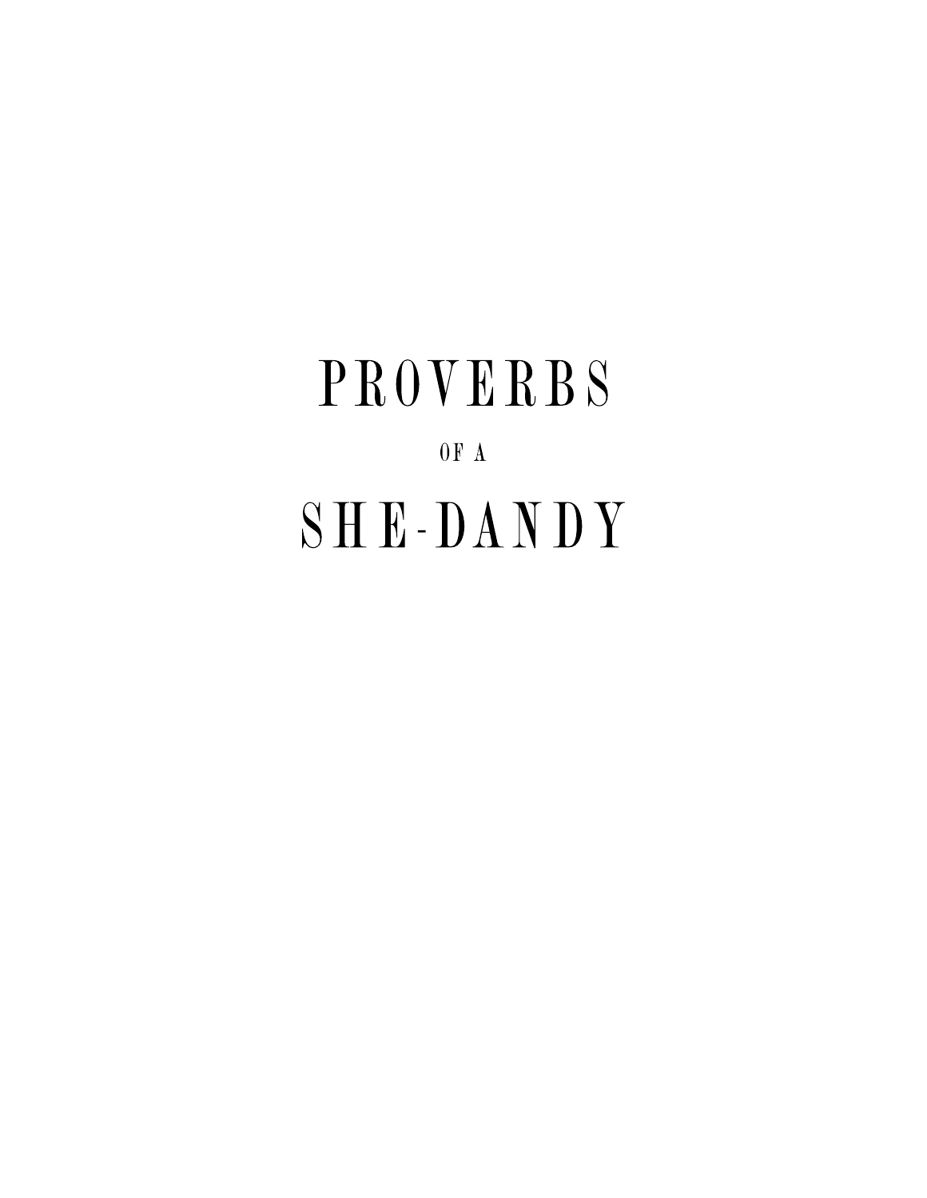# PROVERBS

OF A

# SHE-DANDY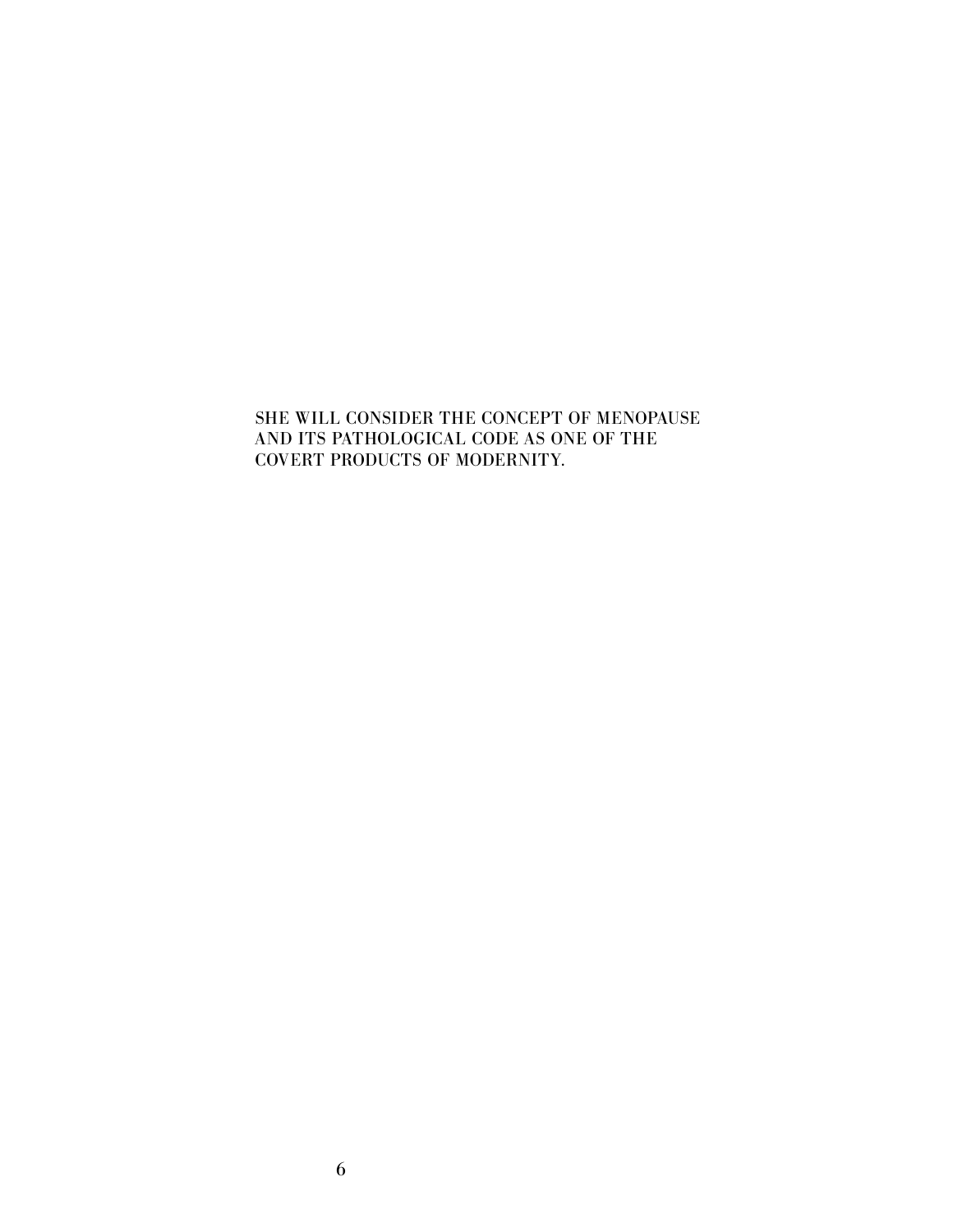SHE WILL CONSIDER THE CONCEPT OF MENOPAUSE AND ITS PATHOLOGICAL CODE AS ONE OF THE COVERT PRODUCTS OF MODERNITY.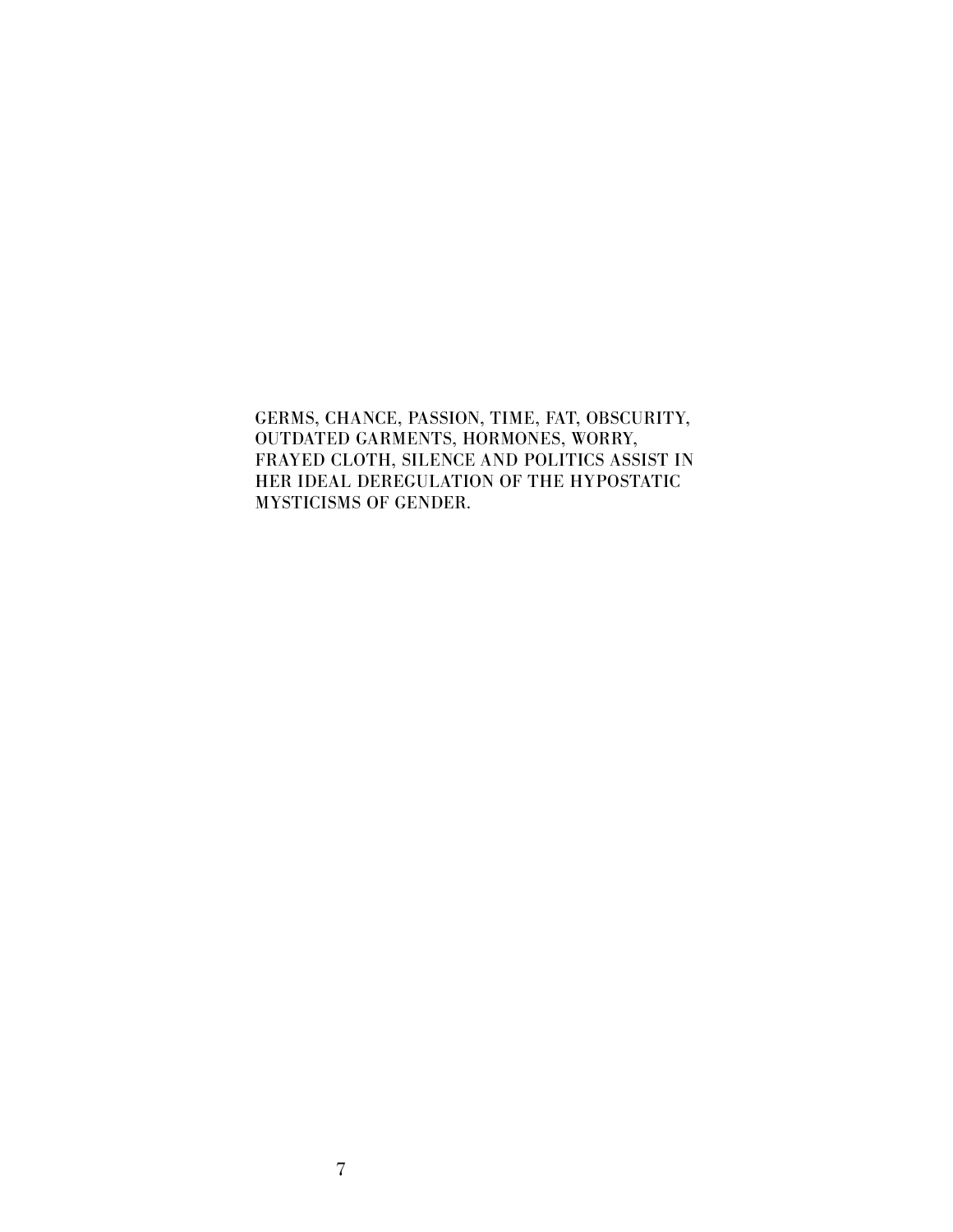GERMS, CHANCE, PASSION, TIME, FAT, OBSCURITY, OUTDATED GARMENTS, HORMONES, WORRY, FRAYED CLOTH, SILENCE AND POLITICS ASSIST IN HER IDEAL DEREGULATION OF THE HYPOSTATIC MYSTICISMS OF GENDER.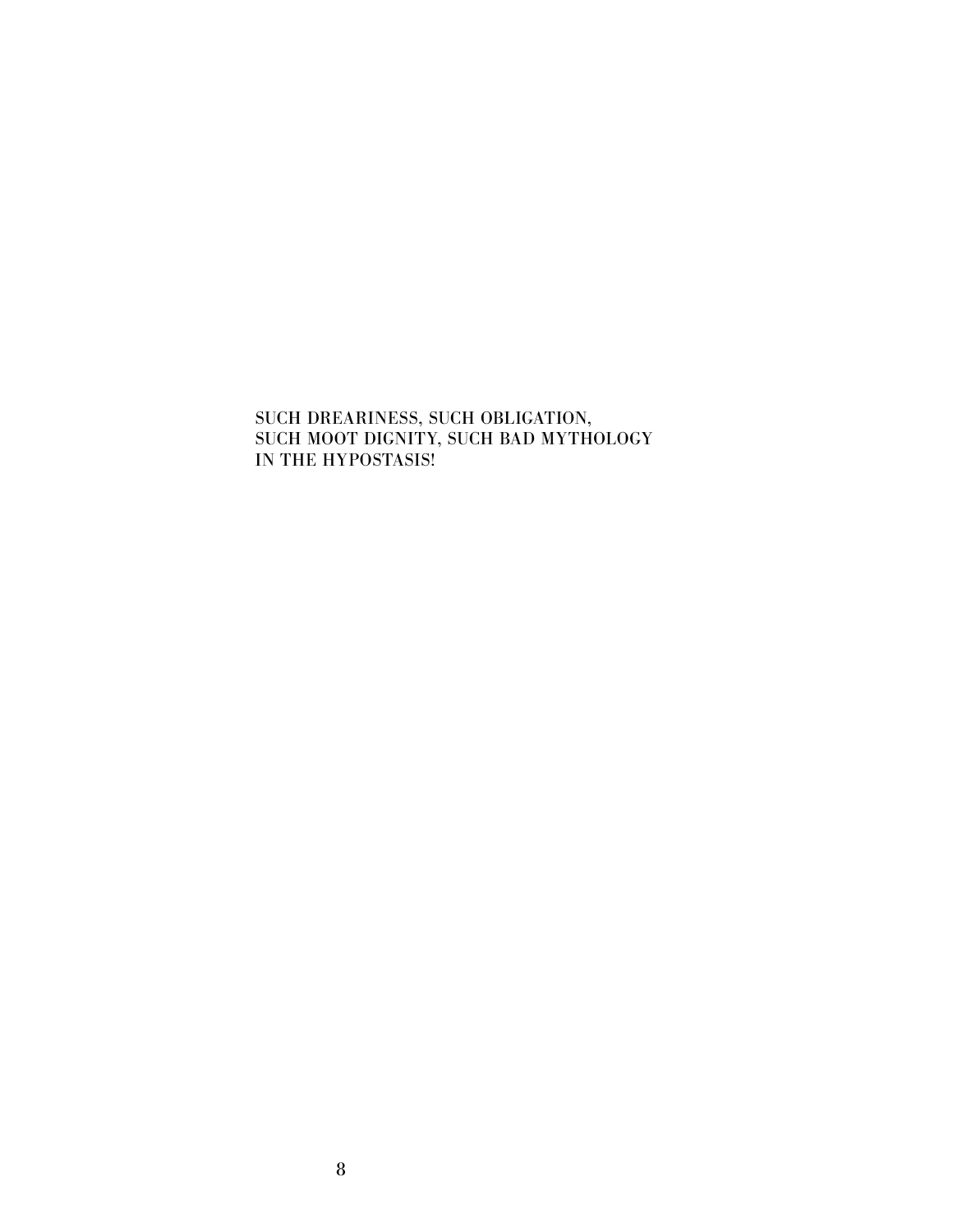SUCH DREARINESS, SUCH OBLIGATION,
SUCH MOOT DIGNITY, SUCH BAD MYTHOLOGY
IN THE HYPOSTASIS!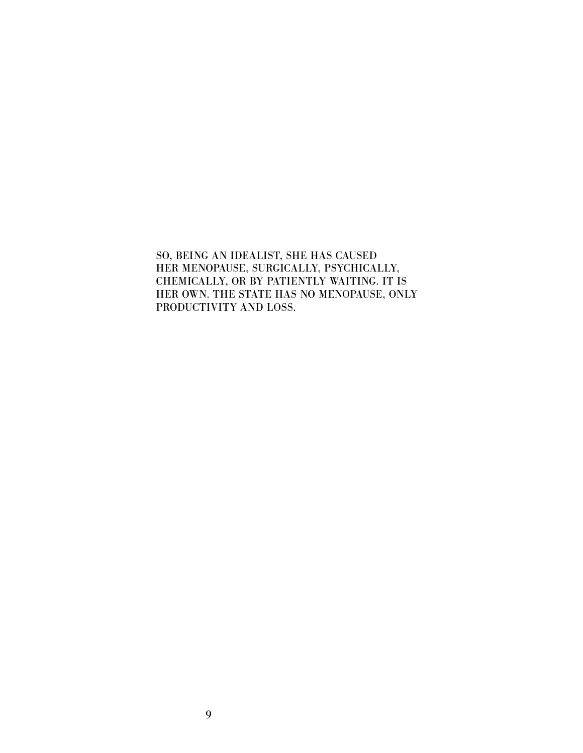SO, BEING AN IDEALIST, SHE HAS CAUSED
HER MENOPAUSE, SURGICALLY, PSYCHICALLY,
CHEMICALLY, OR BY PATIENTLY WAITING. IT IS
HER OWN. THE STATE HAS NO MENOPAUSE, ONLY
PRODUCTIVITY AND LOSS.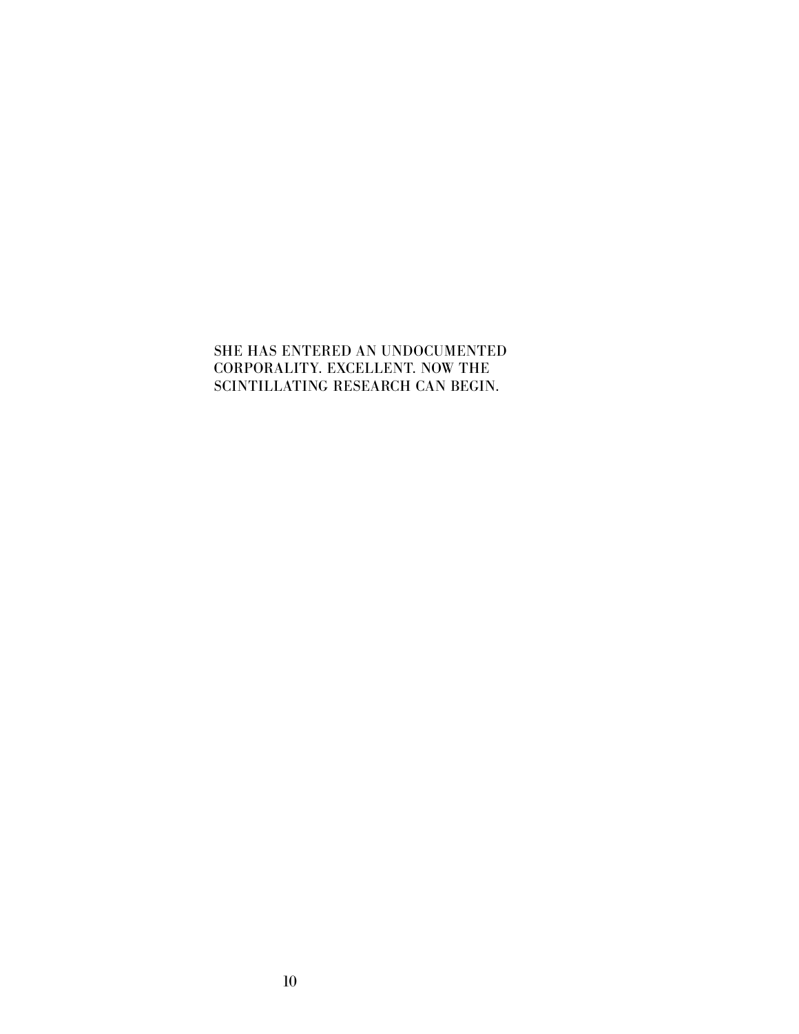SHE HAS ENTERED AN UNDOCUMENTED CORPORALITY. EXCELLENT. NOW THE SCINTILLATING RESEARCH CAN BEGIN.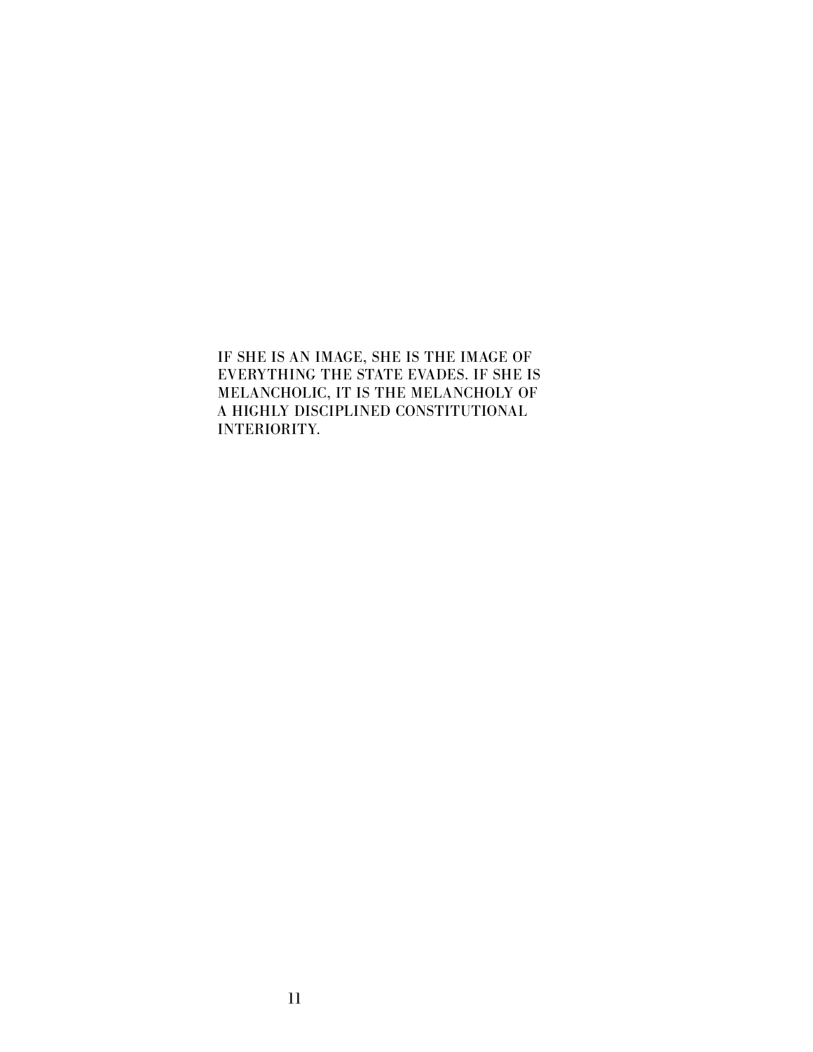IF SHE IS AN IMAGE, SHE IS THE IMAGE OF EVERYTHING THE STATE EVADES. IF SHE IS MELANCHOLIC, IT IS THE MELANCHOLY OF A HIGHLY DISCIPLINED CONSTITUTIONAL INTERIORITY.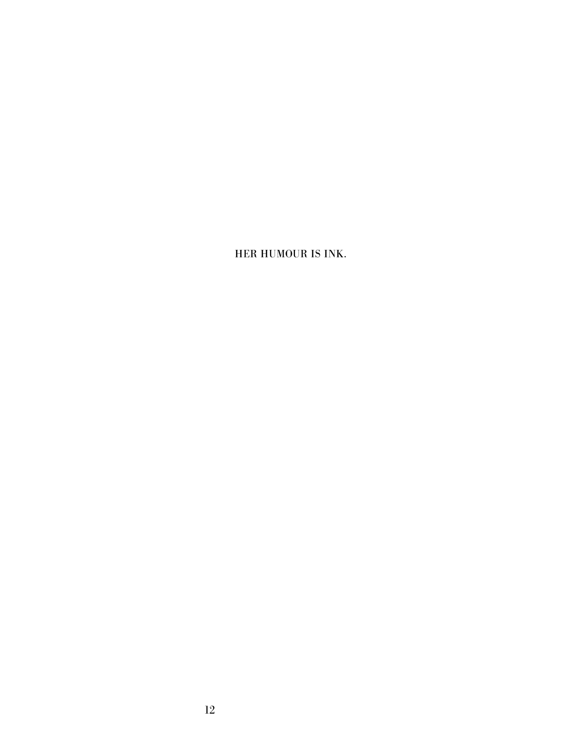HER HUMOUR IS INK.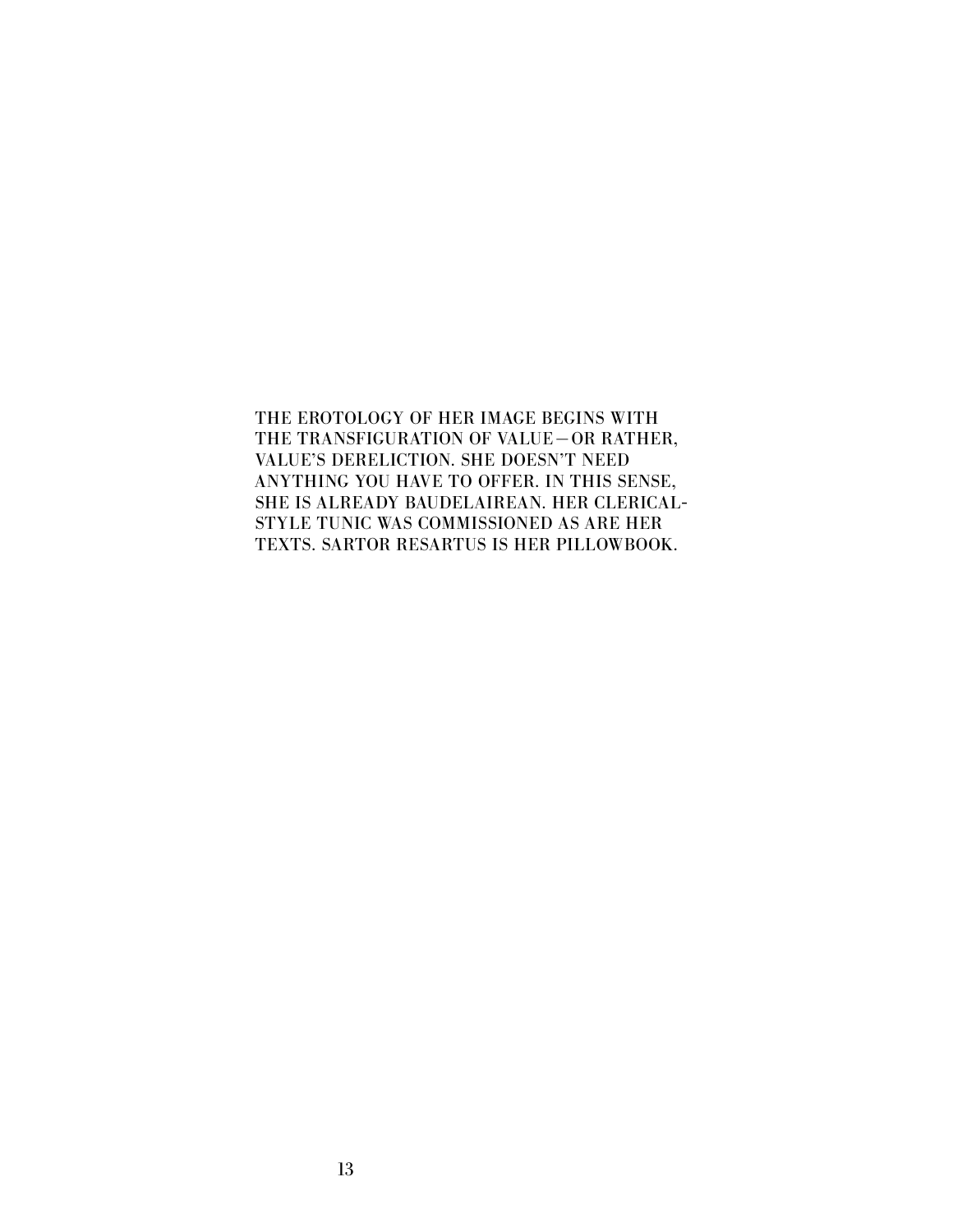THE EROTOLOGY OF HER IMAGE BEGINS WITH THE TRANSFIGURATION OF VALUE—OR RATHER, VALUE'S DERELICTION. SHE DOESN'T NEED ANYTHING YOU HAVE TO OFFER. IN THIS SENSE, SHE IS ALREADY BAUDELAIREAN. HER CLERICAL-STYLE TUNIC WAS COMMISSIONED AS ARE HER TEXTS. SARTOR RESARTUS IS HER PILLOWBOOK.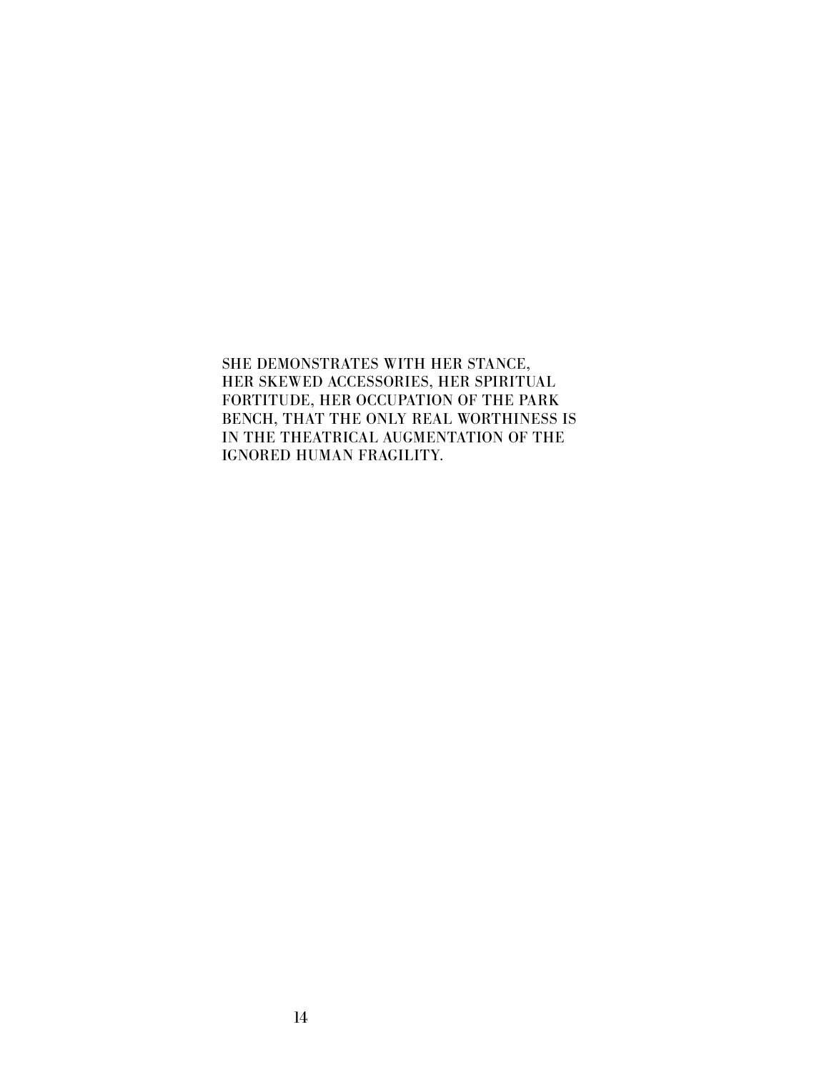SHE DEMONSTRATES WITH HER STANCE,
HER SKEWED ACCESSORIES, HER SPIRITUAL
FORTITUDE, HER OCCUPATION OF THE PARK
BENCH, THAT THE ONLY REAL WORTHINESS IS
IN THE THEATRICAL AUGMENTATION OF THE
IGNORED HUMAN FRAGILITY.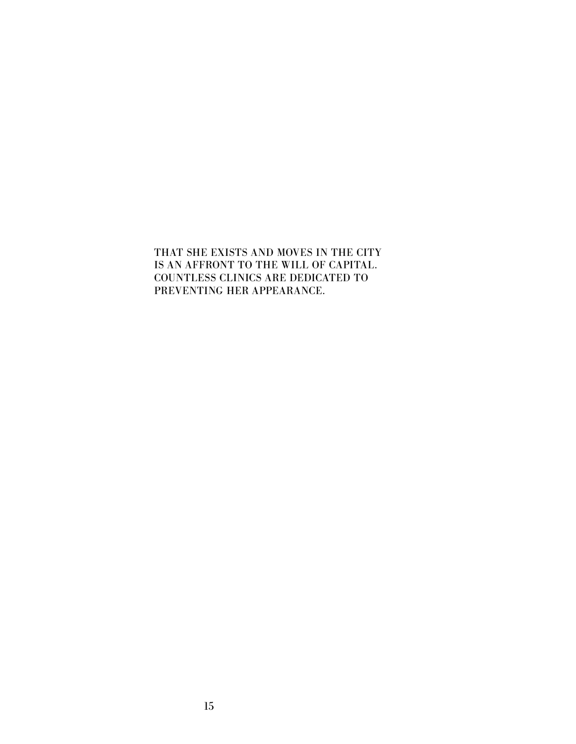THAT SHE EXISTS AND MOVES IN THE CITY
IS AN AFFRONT TO THE WILL OF CAPITAL.
COUNTLESS CLINICS ARE DEDICATED TO
PREVENTING HER APPEARANCE.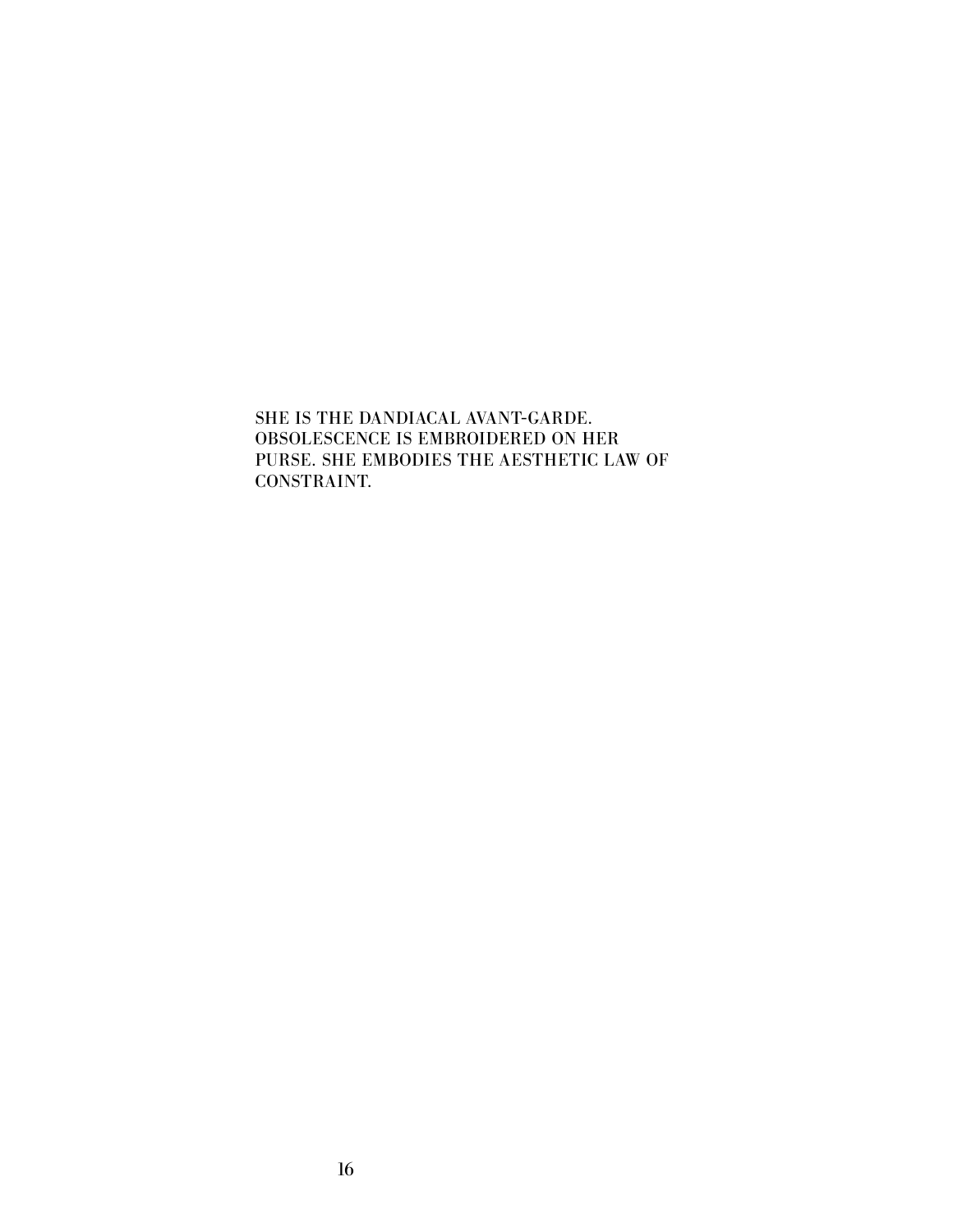SHE IS THE DANDIACAL AVANT-GARDE. OBSOLESCENCE IS EMBROIDERED ON HER PURSE. SHE EMBODIES THE AESTHETIC LAW OF CONSTRAINT.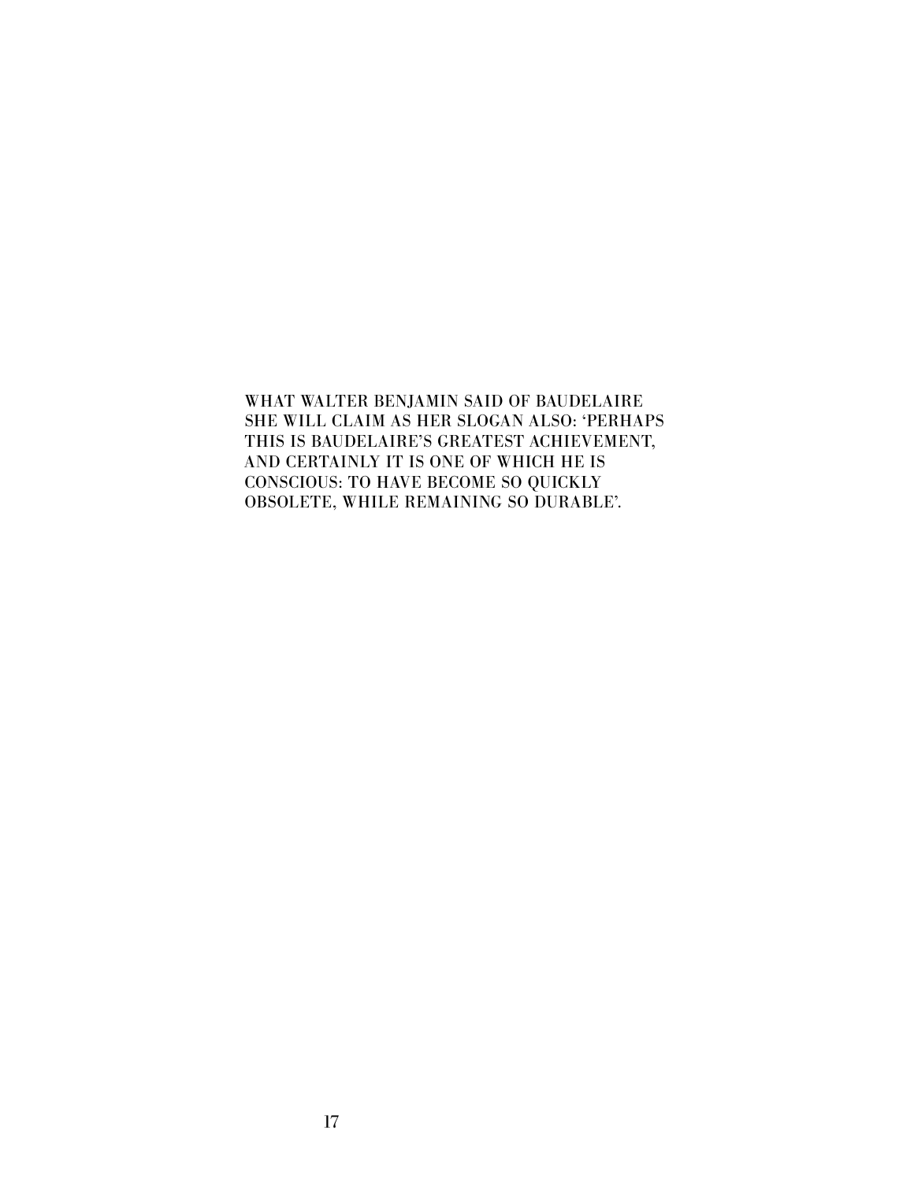WHAT WALTER BENJAMIN SAID OF BAUDELAIRE SHE WILL CLAIM AS HER SLOGAN ALSO: ‘PERHAPS THIS IS BAUDELAIRE’S GREATEST ACHIEVEMENT, AND CERTAINLY IT IS ONE OF WHICH HE IS CONSCIOUS: TO HAVE BECOME SO QUICKLY OBSOLETE, WHILE REMAINING SO DURABLE’.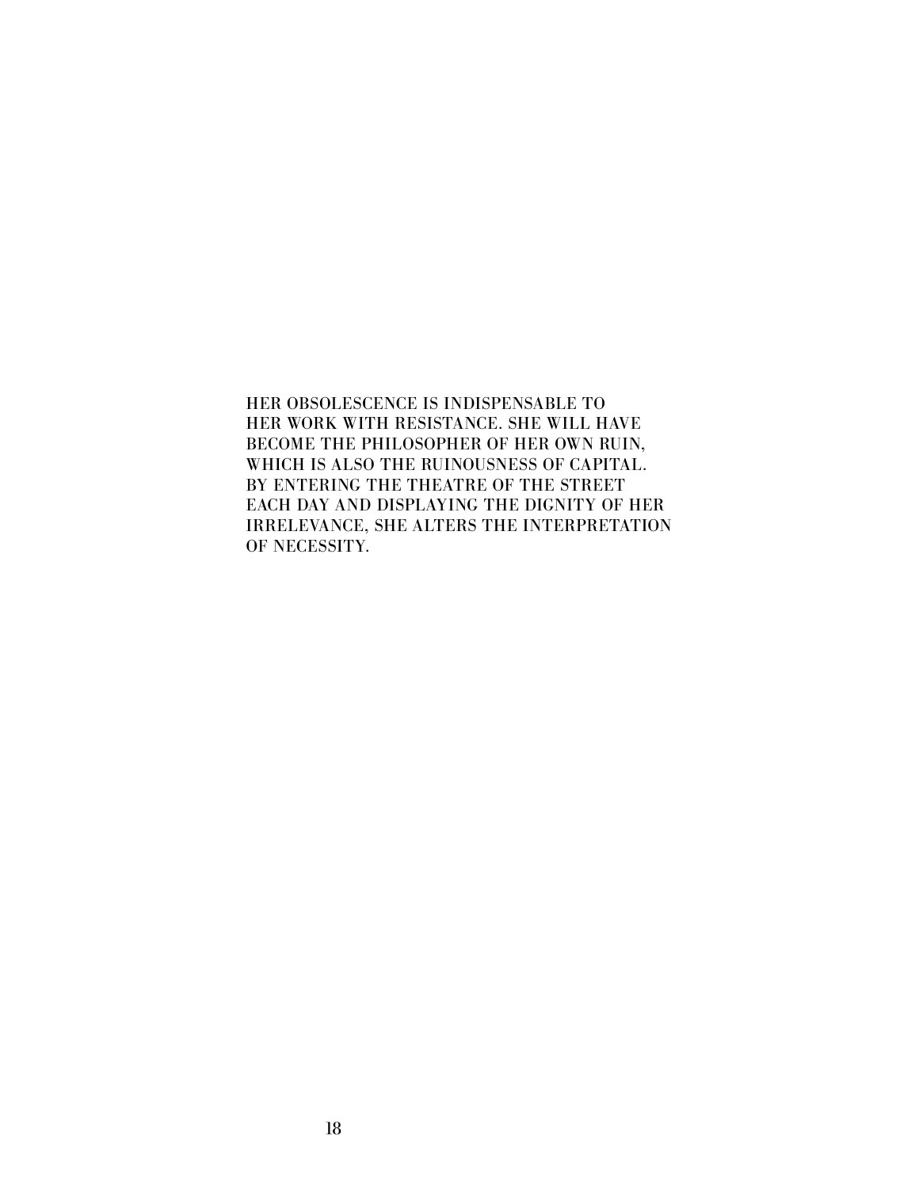HER OBSOLESCENCE IS INDISPENSABLE TO HER WORK WITH RESISTANCE. SHE WILL HAVE BECOME THE PHILOSOPHER OF HER OWN RUIN, WHICH IS ALSO THE RUINOUSNESS OF CAPITAL. BY ENTERING THE THEATRE OF THE STREET EACH DAY AND DISPLAYING THE DIGNITY OF HER IRRELEVANCE, SHE ALTERS THE INTERPRETATION OF NECESSITY.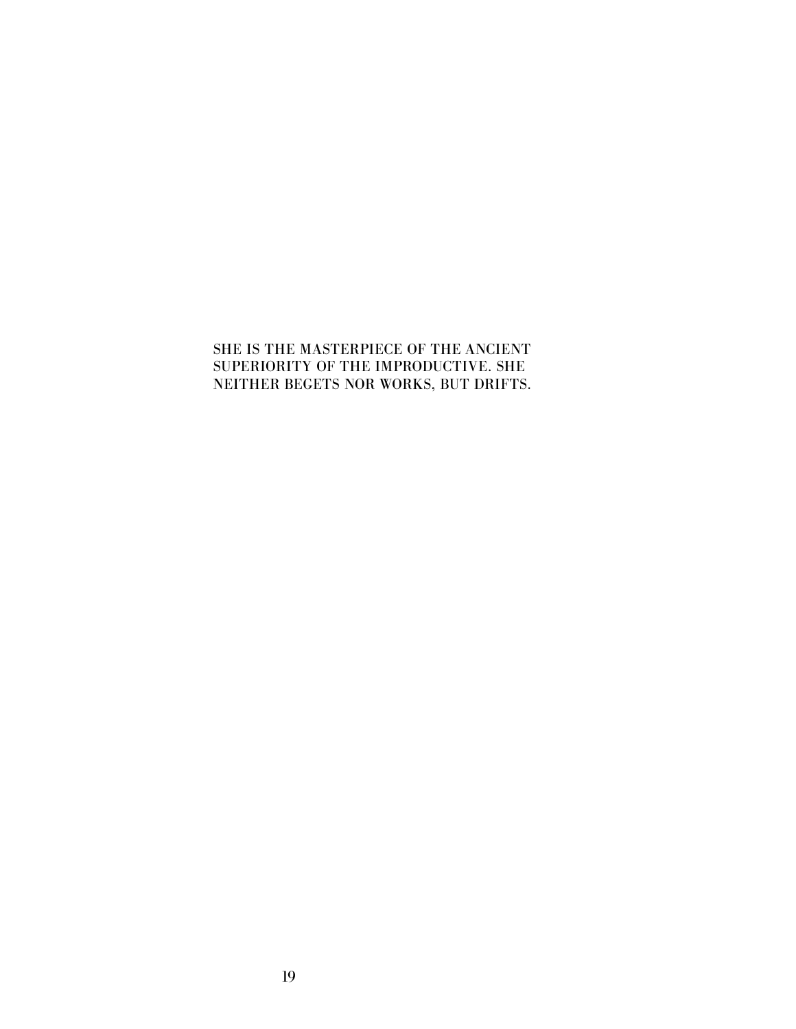SHE IS THE MASTERPIECE OF THE ANCIENT SUPERIORITY OF THE IMPRODUCTIVE. SHE NEITHER BEGETS NOR WORKS, BUT DRIFTS.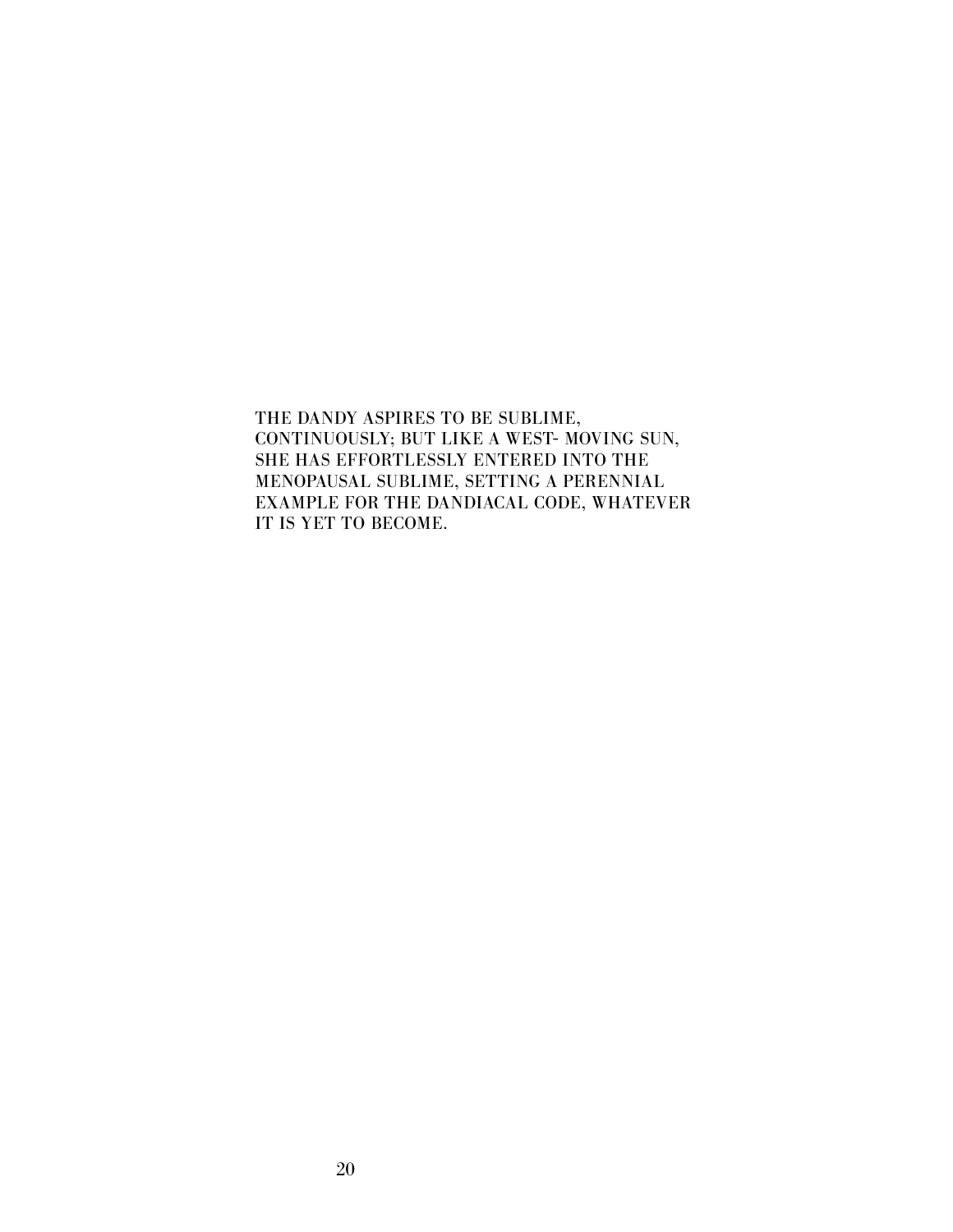THE DANDY ASPIRES TO BE SUBLIME, CONTINUOUSLY; BUT LIKE A WEST- MOVING SUN, SHE HAS EFFORTLESSLY ENTERED INTO THE MENOPAUSAL SUBLIME, SETTING A PERENNIAL EXAMPLE FOR THE DANDIACAL CODE, WHATEVER IT IS YET TO BECOME.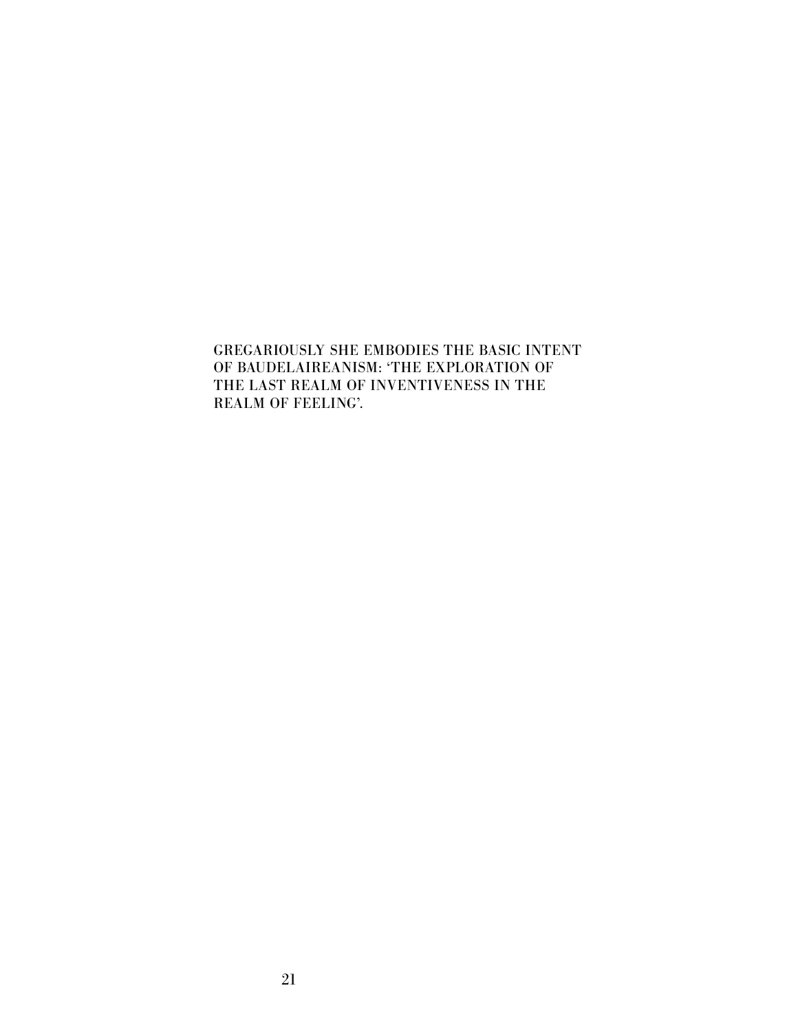GREGARIOUSLY SHE EMBODIES THE BASIC INTENT OF BAUDELAIREANISM: 'THE EXPLORATION OF THE LAST REALM OF INVENTIVENESS IN THE REALM OF FEELING'.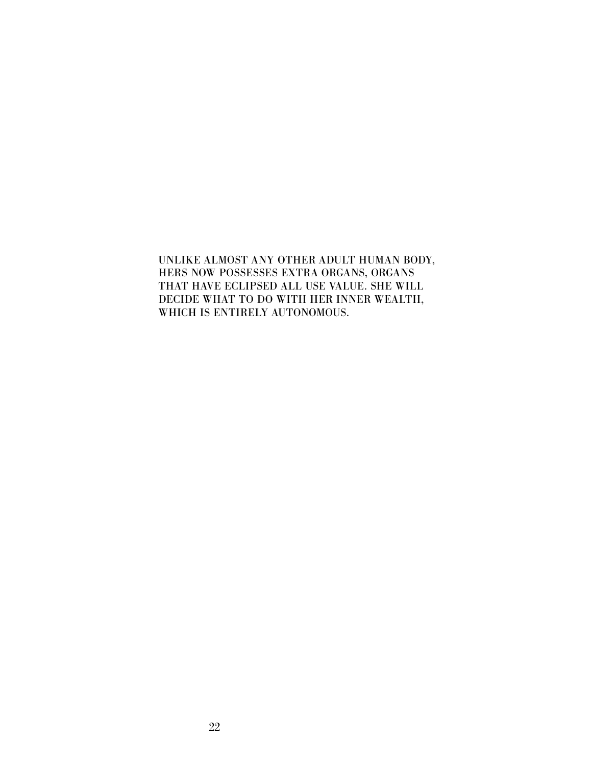UNLIKE ALMOST ANY OTHER ADULT HUMAN BODY, HERS NOW POSSESSES EXTRA ORGANS, ORGANS THAT HAVE ECLIPSED ALL USE VALUE. SHE WILL DECIDE WHAT TO DO WITH HER INNER WEALTH, WHICH IS ENTIRELY AUTONOMOUS.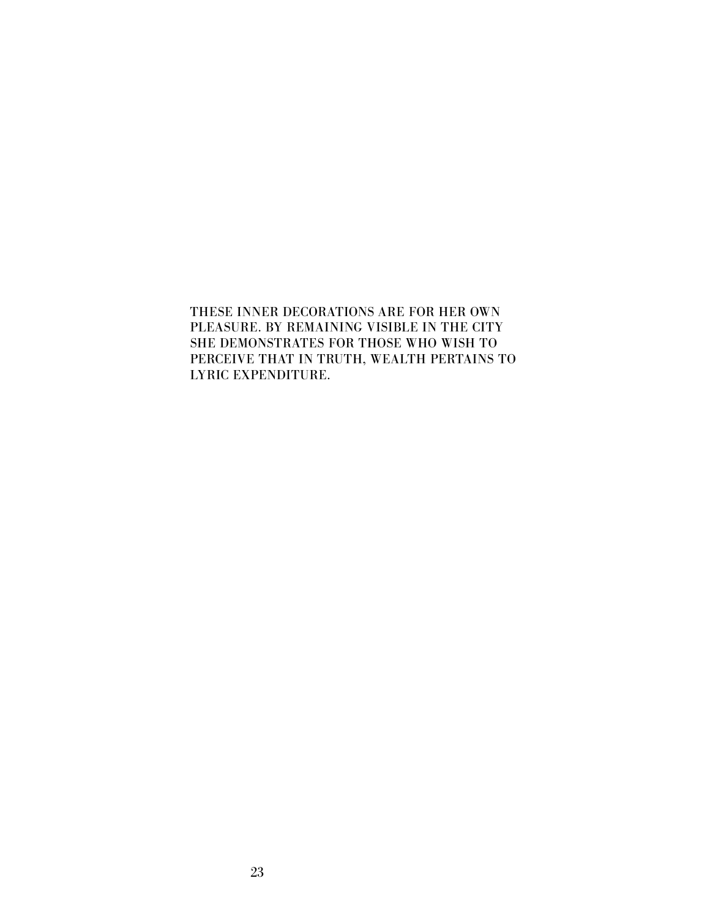THESE INNER DECORATIONS ARE FOR HER OWN PLEASURE. BY REMAINING VISIBLE IN THE CITY SHE DEMONSTRATES FOR THOSE WHO WISH TO PERCEIVE THAT IN TRUTH, WEALTH PERTAINS TO LYRIC EXPENDITURE.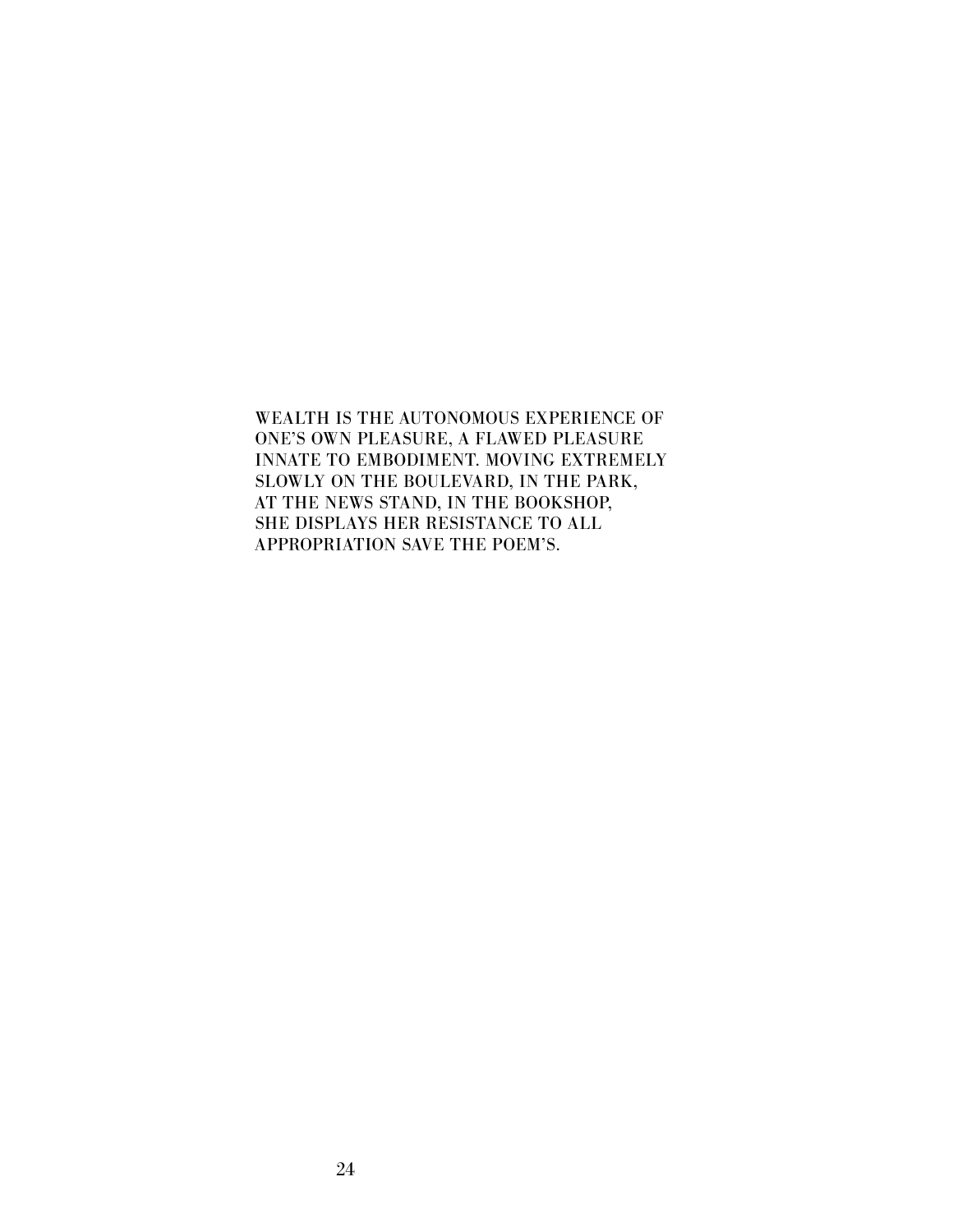WEALTH IS THE AUTONOMOUS EXPERIENCE OF
ONE'S OWN PLEASURE, A FLAWED PLEASURE
INNATE TO EMBODIMENT. MOVING EXTREMELY
SLOWLY ON THE BOULEVARD, IN THE PARK,
AT THE NEWS STAND, IN THE BOOKSHOP,
SHE DISPLAYS HER RESISTANCE TO ALL
APPROPRIATION SAVE THE POEM'S.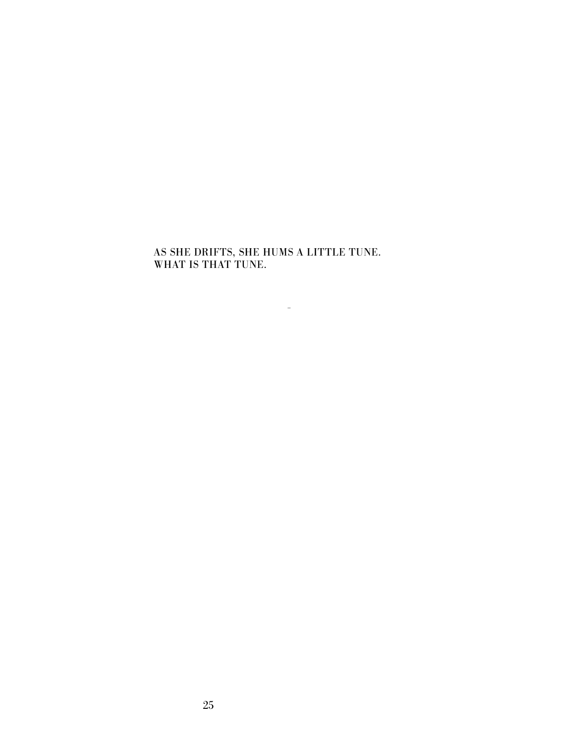AS SHE DRIFTS, SHE HUMS A LITTLE TUNE.
WHAT IS THAT TUNE.

-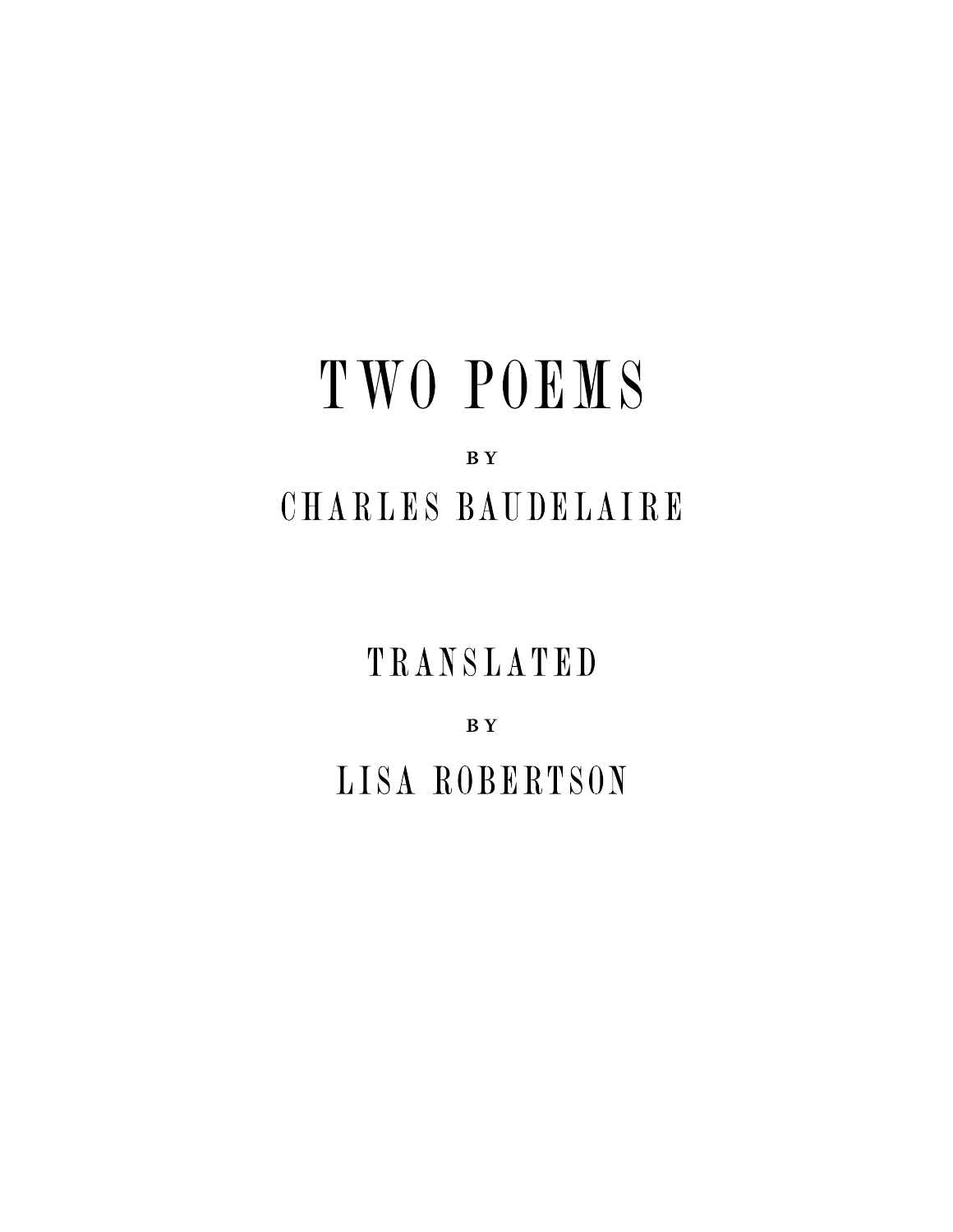# TWO POEMS

BY

## CHARLES BAUDELAIRE

## TRANSLATED

BY

## LISA ROBERTSON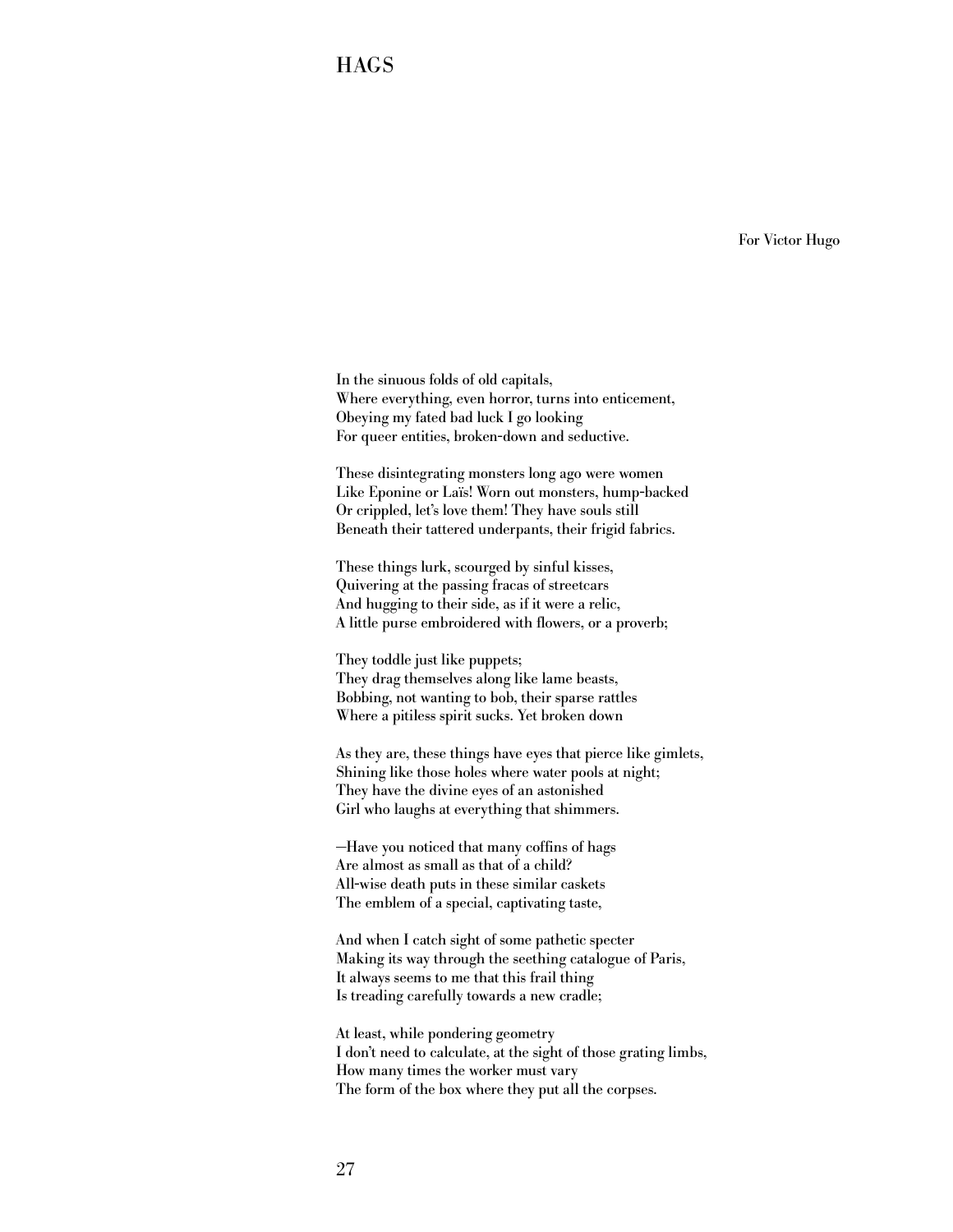# HAGS

For Victor Hugo

In the sinuous folds of old capitals,
Where everything, even horror, turns into enticement,
Obeying my fated bad luck I go looking
For queer entities, broken-down and seductive.

These disintegrating monsters long ago were women
Like Eponine or Laïs! Worn out monsters, hump-backed
Or crippled, let's love them! They have souls still
Beneath their tattered underpants, their frigid fabrics.

These things lurk, scourged by sinful kisses,
Quivering at the passing fracas of streetcars
And hugging to their side, as if it were a relic,
A little purse embroidered with flowers, or a proverb;

They toddle just like puppets;
They drag themselves along like lame beasts,
Bobbing, not wanting to bob, their sparse rattles
Where a pitiless spirit sucks. Yet broken down

As they are, these things have eyes that pierce like gimlets,
Shining like those holes where water pools at night;
They have the divine eyes of an astonished
Girl who laughs at everything that shimmers.

—Have you noticed that many coffins of hags
Are almost as small as that of a child?
All-wise death puts in these similar caskets
The emblem of a special, captivating taste,

And when I catch sight of some pathetic specter
Making its way through the seething catalogue of Paris,
It always seems to me that this frail thing
Is treading carefully towards a new cradle;

At least, while pondering geometry
I don't need to calculate, at the sight of those grating limbs,
How many times the worker must vary
The form of the box where they put all the corpses.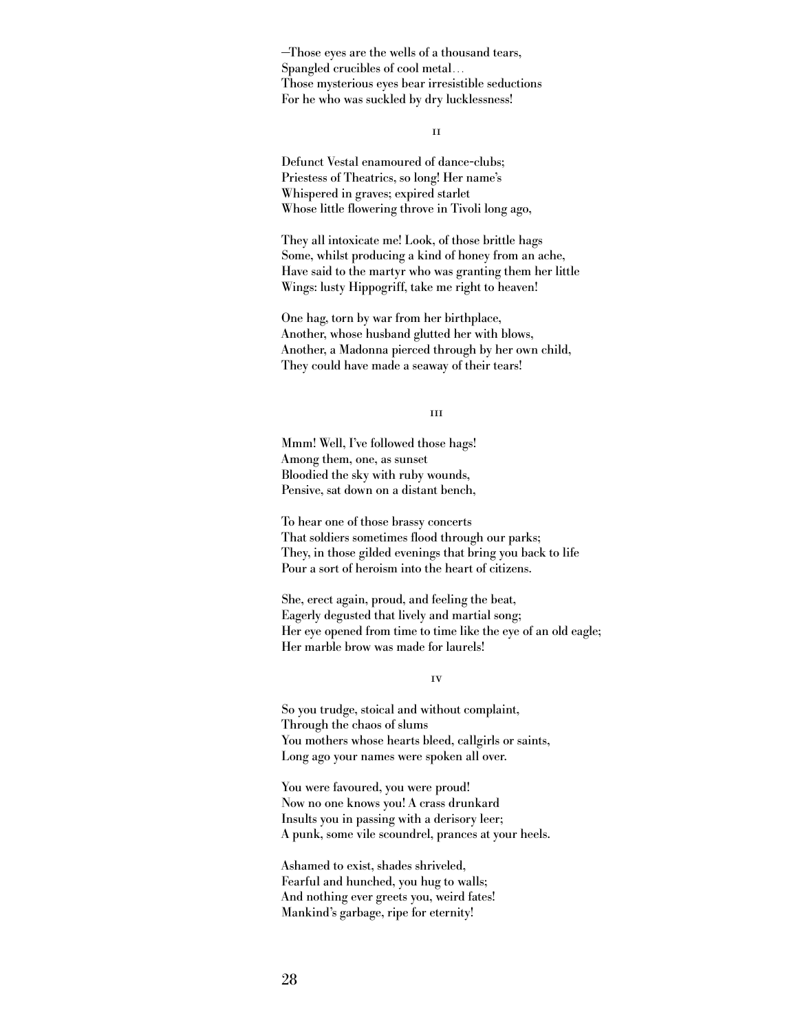—Those eyes are the wells of a thousand tears,
Spangled crucibles of cool metal…
Those mysterious eyes bear irresistible seductions
For he who was suckled by dry lucklessness!

II

Defunct Vestal enamoured of dance-clubs;
Priestess of Theatrics, so long! Her name's
Whispered in graves; expired starlet
Whose little flowering throve in Tivoli long ago,

They all intoxicate me! Look, of those brittle hags
Some, whilst producing a kind of honey from an ache,
Have said to the martyr who was granting them her little
Wings: lusty Hippogriff, take me right to heaven!

One hag, torn by war from her birthplace,
Another, whose husband glutted her with blows,
Another, a Madonna pierced through by her own child,
They could have made a seaway of their tears!

III

Mmm! Well, I've followed those hags!
Among them, one, as sunset
Bloodied the sky with ruby wounds,
Pensive, sat down on a distant bench,

To hear one of those brassy concerts
That soldiers sometimes flood through our parks;
They, in those gilded evenings that bring you back to life
Pour a sort of heroism into the heart of citizens.

She, erect again, proud, and feeling the beat,
Eagerly degusted that lively and martial song;
Her eye opened from time to time like the eye of an old eagle;
Her marble brow was made for laurels!

IV

So you trudge, stoical and without complaint,
Through the chaos of slums
You mothers whose hearts bleed, callgirls or saints,
Long ago your names were spoken all over.

You were favoured, you were proud!
Now no one knows you! A crass drunkard
Insults you in passing with a derisory leer;
A punk, some vile scoundrel, prances at your heels.

Ashamed to exist, shades shriveled,
Fearful and hunched, you hug to walls;
And nothing ever greets you, weird fates!
Mankind's garbage, ripe for eternity!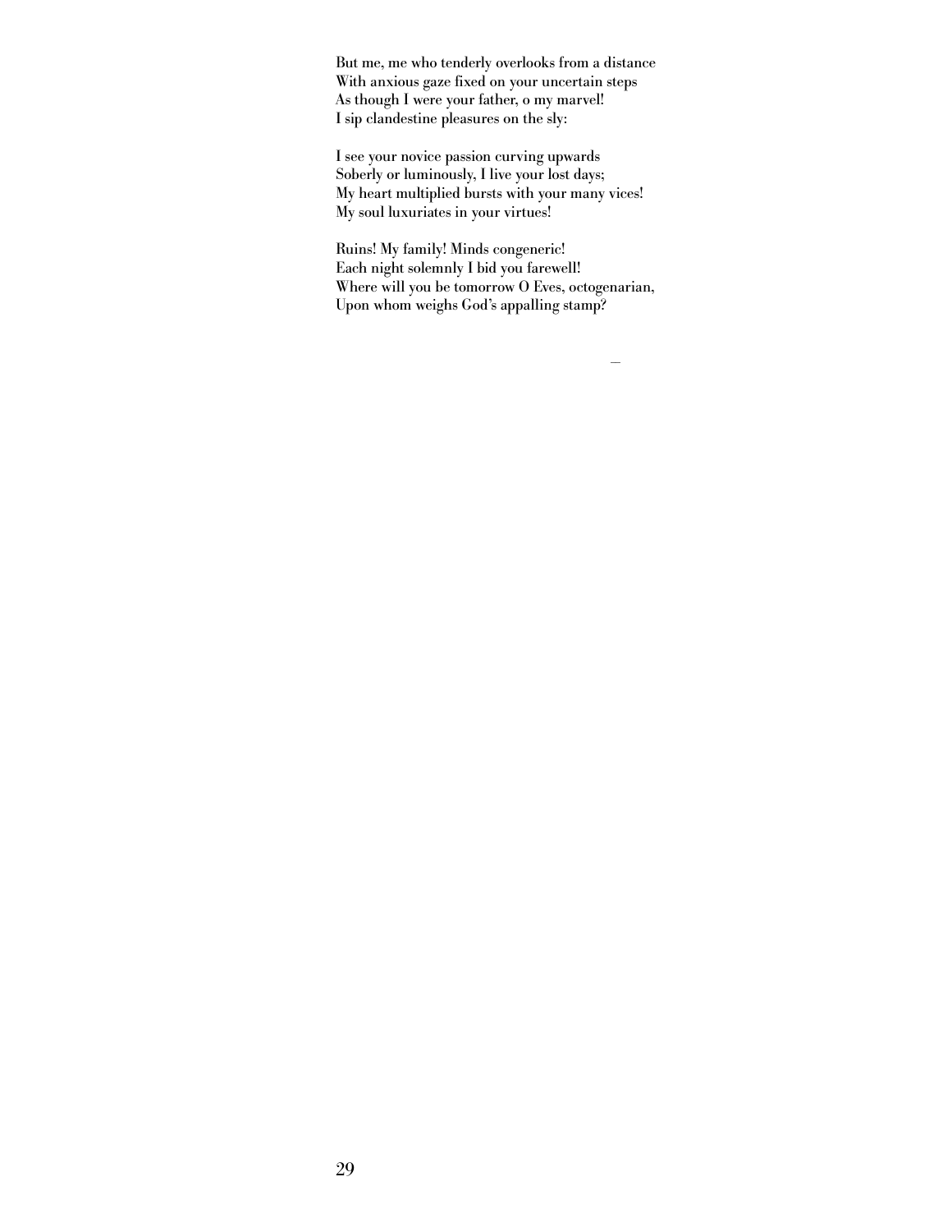But me, me who tenderly overlooks from a distance
With anxious gaze fixed on your uncertain steps
As though I were your father, o my marvel!
I sip clandestine pleasures on the sly:

I see your novice passion curving upwards
Soberly or luminously, I live your lost days;
My heart multiplied bursts with your many vices!
My soul luxuriates in your virtues!

Ruins! My family! Minds congeneric!
Each night solemnly I bid you farewell!
Where will you be tomorrow O Eves, octogenarian,
Upon whom weighs God's appalling stamp?

—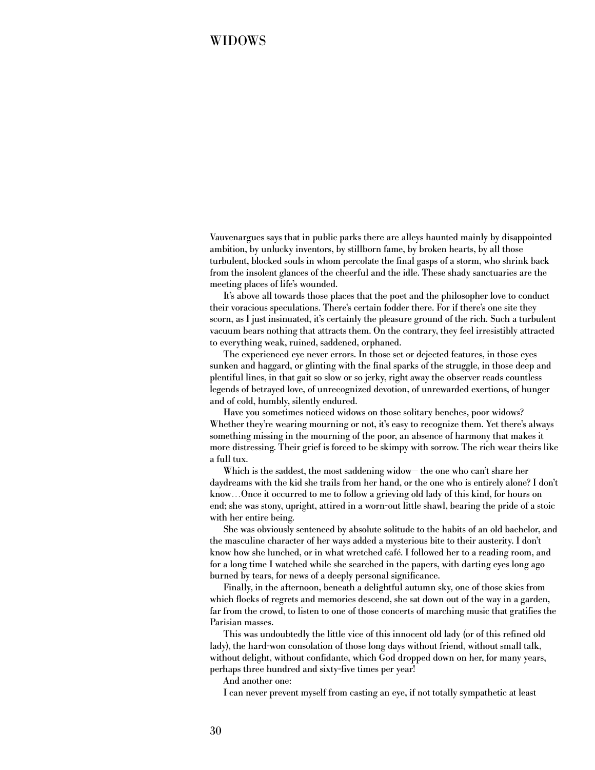# WIDOWS

Vauvenargues says that in public parks there are alleys haunted mainly by disappointed ambition, by unlucky inventors, by stillborn fame, by broken hearts, by all those turbulent, blocked souls in whom percolate the final gasps of a storm, who shrink back from the insolent glances of the cheerful and the idle. These shady sanctuaries are the meeting places of life's wounded.

It's above all towards those places that the poet and the philosopher love to conduct their voracious speculations. There's certain fodder there. For if there's one site they scorn, as I just insinuated, it's certainly the pleasure ground of the rich. Such a turbulent vacuum bears nothing that attracts them. On the contrary, they feel irresistibly attracted to everything weak, ruined, saddened, orphaned.

The experienced eye never errors. In those set or dejected features, in those eyes sunken and haggard, or glinting with the final sparks of the struggle, in those deep and plentiful lines, in that gait so slow or so jerky, right away the observer reads countless legends of betrayed love, of unrecognized devotion, of unrewarded exertions, of hunger and of cold, humbly, silently endured.

Have you sometimes noticed widows on those solitary benches, poor widows? Whether they're wearing mourning or not, it's easy to recognize them. Yet there's always something missing in the mourning of the poor, an absence of harmony that makes it more distressing. Their grief is forced to be skimpy with sorrow. The rich wear theirs like a full tux.

Which is the saddest, the most saddening widow— the one who can't share her daydreams with the kid she trails from her hand, or the one who is entirely alone? I don't know…Once it occurred to me to follow a grieving old lady of this kind, for hours on end; she was stony, upright, attired in a worn-out little shawl, bearing the pride of a stoic with her entire being.

She was obviously sentenced by absolute solitude to the habits of an old bachelor, and the masculine character of her ways added a mysterious bite to their austerity. I don't know how she lunched, or in what wretched café. I followed her to a reading room, and for a long time I watched while she searched in the papers, with darting eyes long ago burned by tears, for news of a deeply personal significance.

Finally, in the afternoon, beneath a delightful autumn sky, one of those skies from which flocks of regrets and memories descend, she sat down out of the way in a garden, far from the crowd, to listen to one of those concerts of marching music that gratifies the Parisian masses.

This was undoubtedly the little vice of this innocent old lady (or of this refined old lady), the hard-won consolation of those long days without friend, without small talk, without delight, without confidante, which God dropped down on her, for many years, perhaps three hundred and sixty-five times per year!

And another one:

I can never prevent myself from casting an eye, if not totally sympathetic at least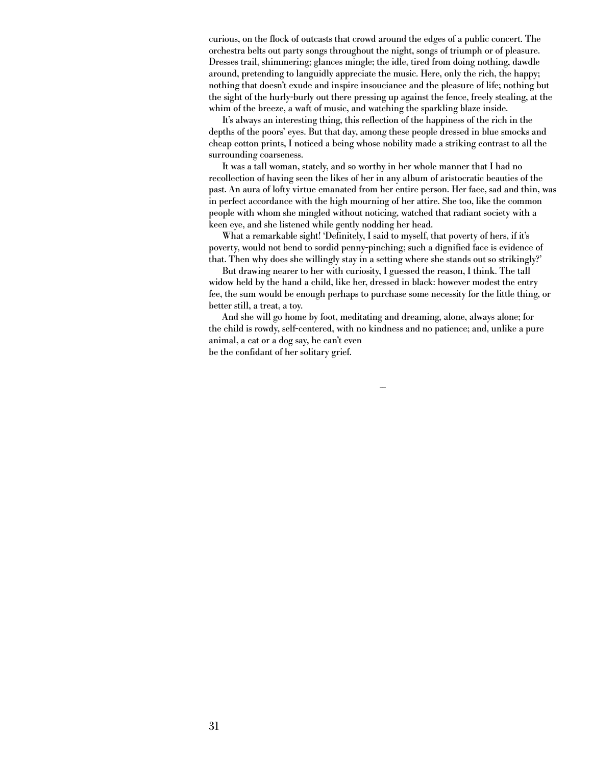curious, on the flock of outcasts that crowd around the edges of a public concert. The orchestra belts out party songs throughout the night, songs of triumph or of pleasure. Dresses trail, shimmering; glances mingle; the idle, tired from doing nothing, dawdle around, pretending to languidly appreciate the music. Here, only the rich, the happy; nothing that doesn't exude and inspire insouciance and the pleasure of life; nothing but the sight of the hurly-burly out there pressing up against the fence, freely stealing, at the whim of the breeze, a waft of music, and watching the sparkling blaze inside.

It's always an interesting thing, this reflection of the happiness of the rich in the depths of the poors' eyes. But that day, among these people dressed in blue smocks and cheap cotton prints, I noticed a being whose nobility made a striking contrast to all the surrounding coarseness.

It was a tall woman, stately, and so worthy in her whole manner that I had no recollection of having seen the likes of her in any album of aristocratic beauties of the past. An aura of lofty virtue emanated from her entire person. Her face, sad and thin, was in perfect accordance with the high mourning of her attire. She too, like the common people with whom she mingled without noticing, watched that radiant society with a keen eye, and she listened while gently nodding her head.

What a remarkable sight! 'Definitely, I said to myself, that poverty of hers, if it's poverty, would not bend to sordid penny-pinching; such a dignified face is evidence of that. Then why does she willingly stay in a setting where she stands out so strikingly?'

But drawing nearer to her with curiosity, I guessed the reason, I think. The tall widow held by the hand a child, like her, dressed in black: however modest the entry fee, the sum would be enough perhaps to purchase some necessity for the little thing, or better still, a treat, a toy.

And she will go home by foot, meditating and dreaming, alone, always alone; for the child is rowdy, self-centered, with no kindness and no patience; and, unlike a pure animal, a cat or a dog say, he can't even be the confidant of her solitary grief.

—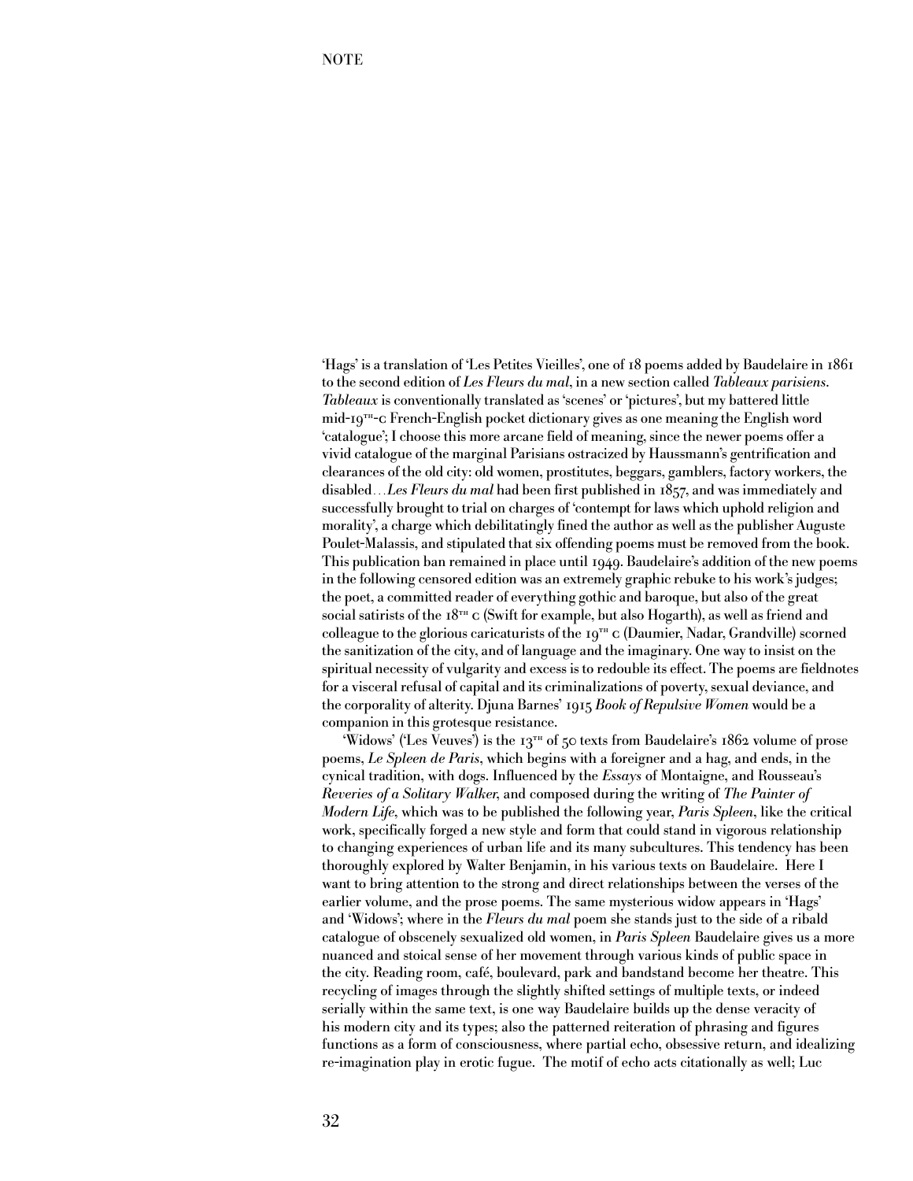NOTE

'Hags' is a translation of 'Les Petites Vieilles', one of 18 poems added by Baudelaire in 1861 to the second edition of *Les Fleurs du mal*, in a new section called *Tableaux parisiens*. *Tableaux* is conventionally translated as 'scenes' or 'pictures', but my battered little mid-19th-c French-English pocket dictionary gives as one meaning the English word 'catalogue'; I choose this more arcane field of meaning, since the newer poems offer a vivid catalogue of the marginal Parisians ostracized by Haussmann's gentrification and clearances of the old city: old women, prostitutes, beggars, gamblers, factory workers, the disabled…*Les Fleurs du mal* had been first published in 1857, and was immediately and successfully brought to trial on charges of 'contempt for laws which uphold religion and morality', a charge which debilitatingly fined the author as well as the publisher Auguste Poulet-Malassis, and stipulated that six offending poems must be removed from the book. This publication ban remained in place until 1949. Baudelaire's addition of the new poems in the following censored edition was an extremely graphic rebuke to his work's judges; the poet, a committed reader of everything gothic and baroque, but also of the great social satirists of the 18th c (Swift for example, but also Hogarth), as well as friend and colleague to the glorious caricaturists of the 19th c (Daumier, Nadar, Grandville) scorned the sanitization of the city, and of language and the imaginary. One way to insist on the spiritual necessity of vulgarity and excess is to redouble its effect. The poems are fieldnotes for a visceral refusal of capital and its criminalizations of poverty, sexual deviance, and the corporality of alterity. Djuna Barnes' 1915 *Book of Repulsive Women* would be a companion in this grotesque resistance.

'Widows' ('Les Veuves') is the 13th of 50 texts from Baudelaire's 1862 volume of prose poems, *Le Spleen de Paris*, which begins with a foreigner and a hag, and ends, in the cynical tradition, with dogs. Influenced by the *Essays* of Montaigne, and Rousseau's *Reveries of a Solitary Walker*, and composed during the writing of *The Painter of Modern Life*, which was to be published the following year, *Paris Spleen*, like the critical work, specifically forged a new style and form that could stand in vigorous relationship to changing experiences of urban life and its many subcultures. This tendency has been thoroughly explored by Walter Benjamin, in his various texts on Baudelaire. Here I want to bring attention to the strong and direct relationships between the verses of the earlier volume, and the prose poems. The same mysterious widow appears in 'Hags' and 'Widows'; where in the *Fleurs du mal* poem she stands just to the side of a ribald catalogue of obscenely sexualized old women, in *Paris Spleen* Baudelaire gives us a more nuanced and stoical sense of her movement through various kinds of public space in the city. Reading room, café, boulevard, park and bandstand become her theatre. This recycling of images through the slightly shifted settings of multiple texts, or indeed serially within the same text, is one way Baudelaire builds up the dense veracity of his modern city and its types; also the patterned reiteration of phrasing and figures functions as a form of consciousness, where partial echo, obsessive return, and idealizing re-imagination play in erotic fugue. The motif of echo acts citationally as well; Luc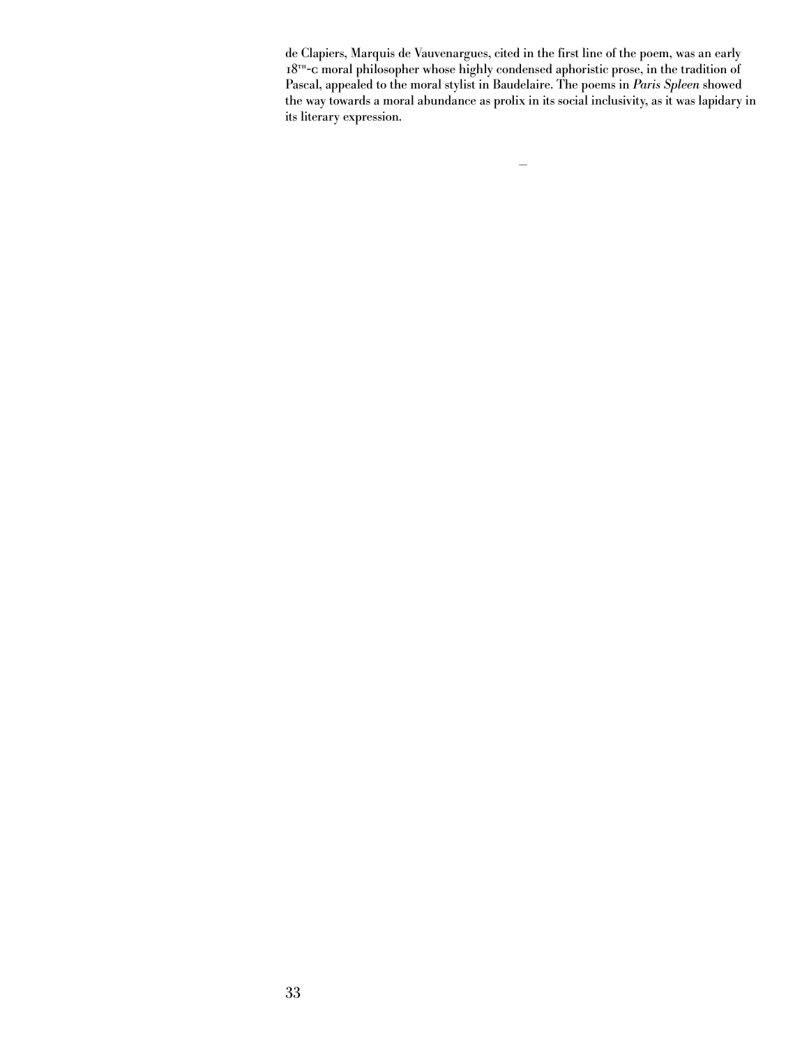de Clapiers, Marquis de Vauvenargues, cited in the first line of the poem, was an early 18th-c moral philosopher whose highly condensed aphoristic prose, in the tradition of Pascal, appealed to the moral stylist in Baudelaire. The poems in *Paris Spleen* showed the way towards a moral abundance as prolix in its social inclusivity, as it was lapidary in its literary expression.

—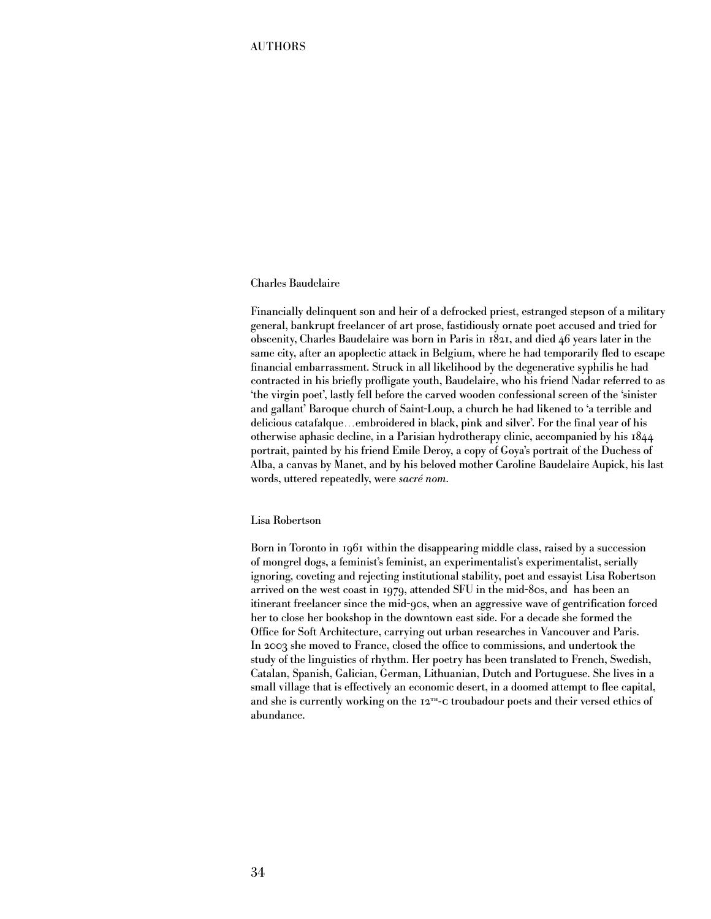# AUTHORS

## Charles Baudelaire

Financially delinquent son and heir of a defrocked priest, estranged stepson of a military general, bankrupt freelancer of art prose, fastidiously ornate poet accused and tried for obscenity, Charles Baudelaire was born in Paris in 1821, and died 46 years later in the same city, after an apoplectic attack in Belgium, where he had temporarily fled to escape financial embarrassment. Struck in all likelihood by the degenerative syphilis he had contracted in his briefly profligate youth, Baudelaire, who his friend Nadar referred to as 'the virgin poet', lastly fell before the carved wooden confessional screen of the 'sinister and gallant' Baroque church of Saint-Loup, a church he had likened to 'a terrible and delicious catafalque…embroidered in black, pink and silver'. For the final year of his otherwise aphasic decline, in a Parisian hydrotherapy clinic, accompanied by his 1844 portrait, painted by his friend Emile Deroy, a copy of Goya's portrait of the Duchess of Alba, a canvas by Manet, and by his beloved mother Caroline Baudelaire Aupick, his last words, uttered repeatedly, were *sacré nom*.

## Lisa Robertson

Born in Toronto in 1961 within the disappearing middle class, raised by a succession of mongrel dogs, a feminist's feminist, an experimentalist's experimentalist, serially ignoring, coveting and rejecting institutional stability, poet and essayist Lisa Robertson arrived on the west coast in 1979, attended SFU in the mid-80s, and has been an itinerant freelancer since the mid-90s, when an aggressive wave of gentrification forced her to close her bookshop in the downtown east side. For a decade she formed the Office for Soft Architecture, carrying out urban researches in Vancouver and Paris. In 2003 she moved to France, closed the office to commissions, and undertook the study of the linguistics of rhythm. Her poetry has been translated to French, Swedish, Catalan, Spanish, Galician, German, Lithuanian, Dutch and Portuguese. She lives in a small village that is effectively an economic desert, in a doomed attempt to flee capital, and she is currently working on the 12th-c troubadour poets and their versed ethics of abundance.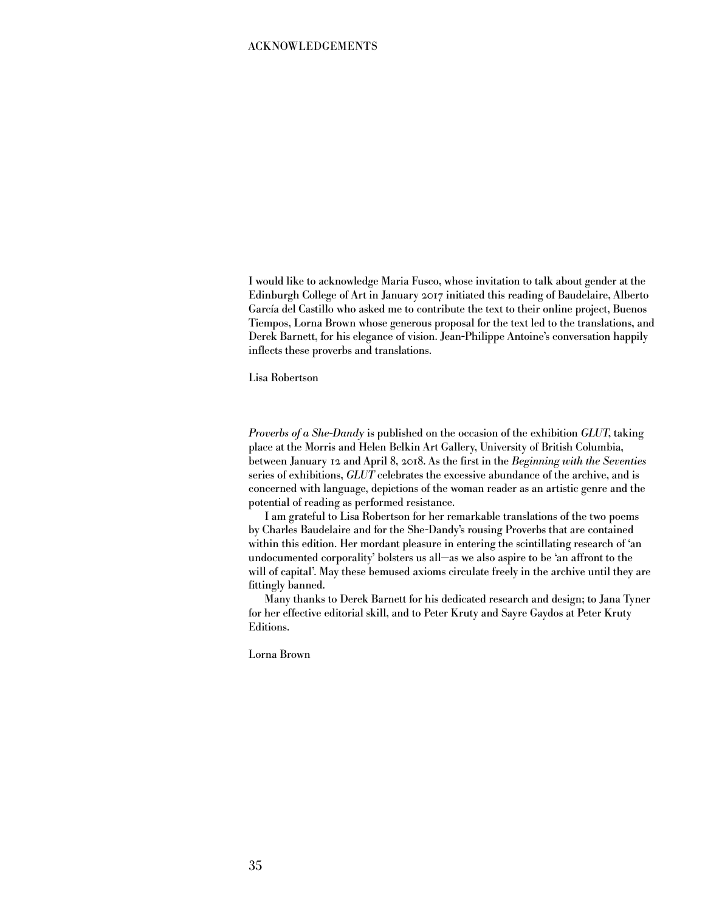# ACKNOWLEDGEMENTS

I would like to acknowledge Maria Fusco, whose invitation to talk about gender at the Edinburgh College of Art in January 2017 initiated this reading of Baudelaire, Alberto García del Castillo who asked me to contribute the text to their online project, Buenos Tiempos, Lorna Brown whose generous proposal for the text led to the translations, and Derek Barnett, for his elegance of vision. Jean-Philippe Antoine's conversation happily inflects these proverbs and translations.

Lisa Robertson

*Proverbs of a She-Dandy* is published on the occasion of the exhibition *GLUT*, taking place at the Morris and Helen Belkin Art Gallery, University of British Columbia, between January 12 and April 8, 2018. As the first in the *Beginning with the Seventies* series of exhibitions, *GLUT* celebrates the excessive abundance of the archive, and is concerned with language, depictions of the woman reader as an artistic genre and the potential of reading as performed resistance.

I am grateful to Lisa Robertson for her remarkable translations of the two poems by Charles Baudelaire and for the She-Dandy's rousing Proverbs that are contained within this edition. Her mordant pleasure in entering the scintillating research of 'an undocumented corporality' bolsters us all—as we also aspire to be 'an affront to the will of capital'. May these bemused axioms circulate freely in the archive until they are fittingly banned.

Many thanks to Derek Barnett for his dedicated research and design; to Jana Tyner for her effective editorial skill, and to Peter Kruty and Sayre Gaydos at Peter Kruty Editions.

Lorna Brown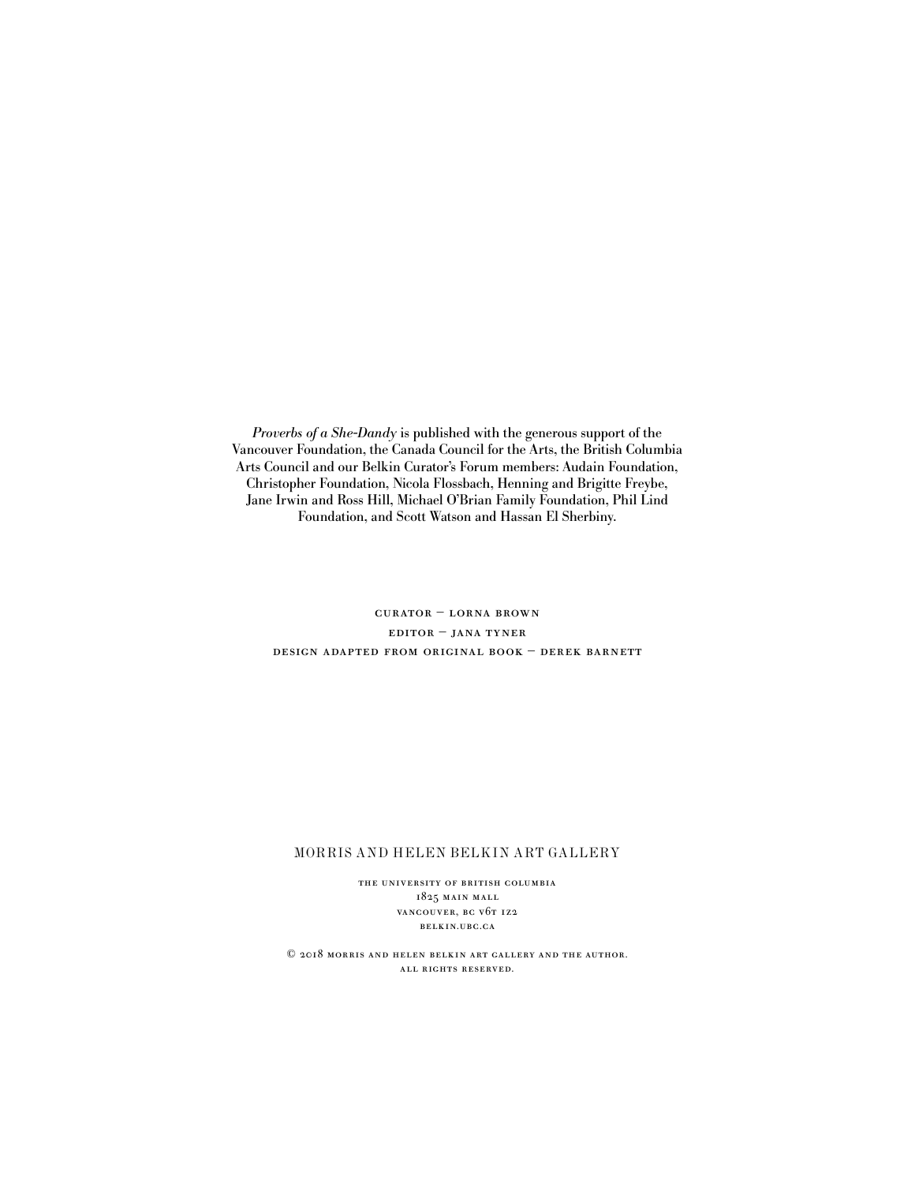*Proverbs of a She-Dandy* is published with the generous support of the Vancouver Foundation, the Canada Council for the Arts, the British Columbia Arts Council and our Belkin Curator's Forum members: Audain Foundation, Christopher Foundation, Nicola Flossbach, Henning and Brigitte Freybe, Jane Irwin and Ross Hill, Michael O'Brian Family Foundation, Phil Lind Foundation, and Scott Watson and Hassan El Sherbiny.

CURATOR — LORNA BROWN

EDITOR — JANA TYNER

DESIGN ADAPTED FROM ORIGINAL BOOK — DEREK BARNETT

MORRIS AND HELEN BELKIN ART GALLERY

THE UNIVERSITY OF BRITISH COLUMBIA

1825 MAIN MALL

VANCOUVER, BC V6T 1Z2

BELKIN.UBC.CA

© 2018 MORRIS AND HELEN BELKIN ART GALLERY AND THE AUTHOR.
ALL RIGHTS RESERVED.